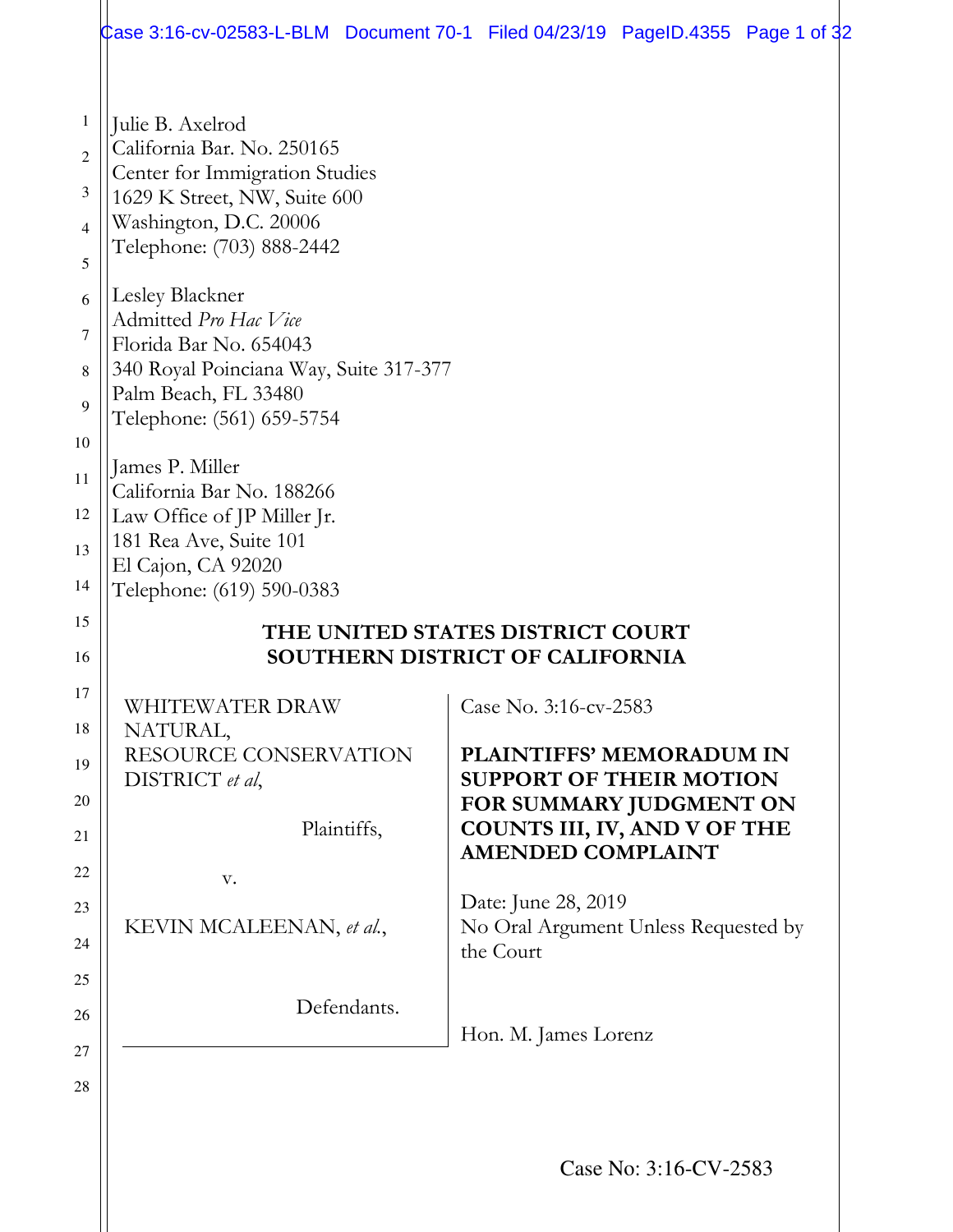Julie B. Axelrod
California Bar. No. 250165
Center for Immigration Studies
1629 K Street, NW, Suite 600
Washington, D.C. 20006
Telephone: (703) 888-2442

Lesley Blackner
Admitted *Pro Hac Vice*
Florida Bar No. 654043
340 Royal Poinciana Way, Suite 317-377
Palm Beach, FL 33480
Telephone: (561) 659-5754

James P. Miller
California Bar No. 188266
Law Office of JP Miller Jr.
181 Rea Ave, Suite 101
El Cajon, CA 92020
Telephone: (619) 590-0383

**THE UNITED STATES DISTRICT COURT**
**SOUTHERN DISTRICT OF CALIFORNIA**

| | |
|---|---|
| WHITEWATER DRAW NATURAL, RESOURCE CONSERVATION DISTRICT *et al*, | Case No. 3:16-cv-2583 |
| Plaintiffs, | **PLAINTIFFS' MEMORADUM IN SUPPORT OF THEIR MOTION FOR SUMMARY JUDGMENT ON COUNTS III, IV, AND V OF THE AMENDED COMPLAINT** |
| v. | Date: June 28, 2019 |
| KEVIN MCALEENAN, *et al.*, | No Oral Argument Unless Requested by the Court |
| Defendants. | Hon. M. James Lorenz |

Case No: 3:16-CV-2583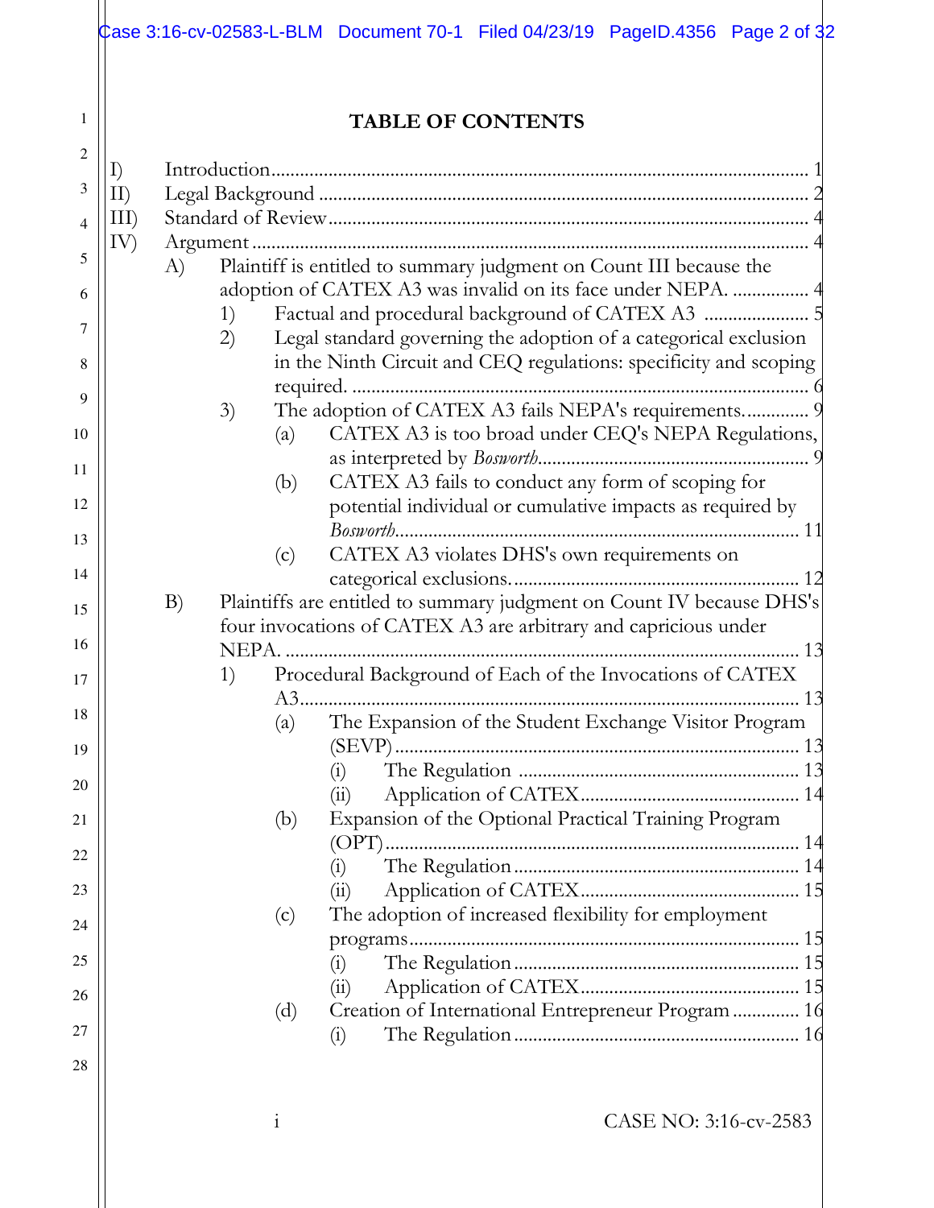# TABLE OF CONTENTS

I) Introduction ............................................................................................... 1

II) Legal Background ...................................................................................... 2

III) Standard of Review.................................................................................... 4

IV) Argument .................................................................................................... 4

- A) Plaintiff is entitled to summary judgment on Count III because the adoption of CATEX A3 was invalid on its face under NEPA. ................ 4
  - 1) Factual and procedural background of CATEX A3 ...................... 5
  - 2) Legal standard governing the adoption of a categorical exclusion in the Ninth Circuit and CEQ regulations: specificity and scoping required. ............................................................................................... 6
  - 3) The adoption of CATEX A3 fails NEPA's requirements............. 9
    - (a) CATEX A3 is too broad under CEQ's NEPA Regulations, as interpreted by *Bosworth*........................................................ 9
    - (b) CATEX A3 fails to conduct any form of scoping for potential individual or cumulative impacts as required by *Bosworth*.................................................................................... 11
    - (c) CATEX A3 violates DHS's own requirements on categorical exclusions. .......................................................... 12
- B) Plaintiffs are entitled to summary judgment on Count IV because DHS's four invocations of CATEX A3 are arbitrary and capricious under NEPA. ........................................................................................................ 13
  - 1) Procedural Background of Each of the Invocations of CATEX A3....................................................................................................... 13
    - (a) The Expansion of the Student Exchange Visitor Program (SEVP) .................................................................................... 13
      - (i) The Regulation .......................................................... 13
      - (ii) Application of CATEX............................................. 14
    - (b) Expansion of the Optional Practical Training Program (OPT) ...................................................................................... 14
      - (i) The Regulation .......................................................... 14
      - (ii) Application of CATEX............................................. 15
    - (c) The adoption of increased flexibility for employment programs................................................................................. 15
      - (i) The Regulation .......................................................... 15
      - (ii) Application of CATEX............................................. 15
    - (d) Creation of International Entrepreneur Program ............. 16
      - (i) The Regulation .......................................................... 16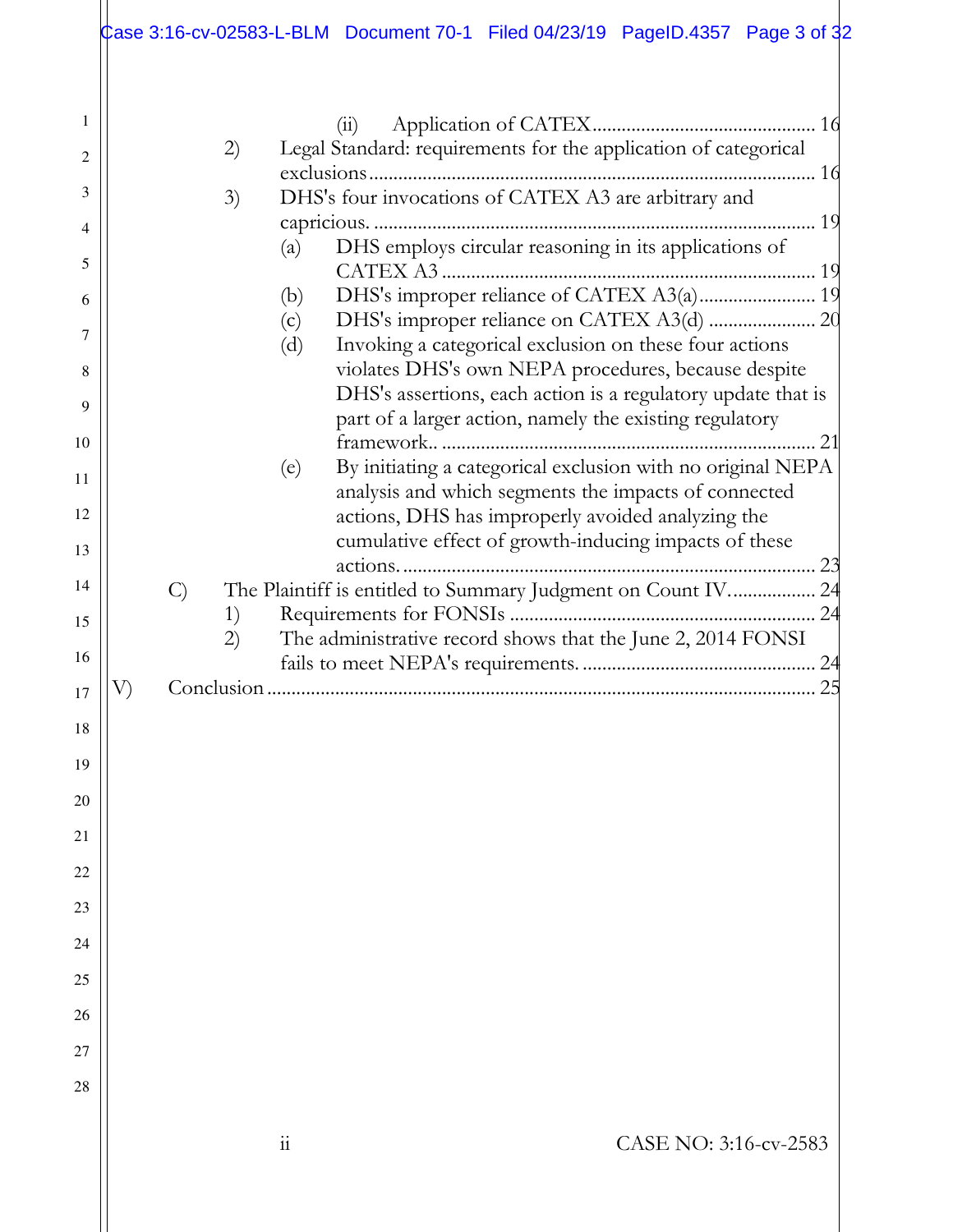(ii) Application of CATEX ............................................. 16

2) Legal Standard: requirements for the application of categorical exclusions ........................................................................................ 16

3) DHS's four invocations of CATEX A3 are arbitrary and capricious. ........................................................................................ 19

(a) DHS employs circular reasoning in its applications of CATEX A3 ........................................................................... 19

(b) DHS's improper reliance of CATEX A3(a)........................ 19

(c) DHS's improper reliance on CATEX A3(d) ..................... 20

(d) Invoking a categorical exclusion on these four actions violates DHS's own NEPA procedures, because despite DHS's assertions, each action is a regulatory update that is part of a larger action, namely the existing regulatory framework.. ........................................................................... 21

(e) By initiating a categorical exclusion with no original NEPA analysis and which segments the impacts of connected actions, DHS has improperly avoided analyzing the cumulative effect of growth-inducing impacts of these actions. .................................................................................... 23

C) The Plaintiff is entitled to Summary Judgment on Count IV................. 24

1) Requirements for FONSIs .............................................................. 24

2) The administrative record shows that the June 2, 2014 FONSI fails to meet NEPA's requirements. ................................................ 24

V) Conclusion ................................................................................................................ 25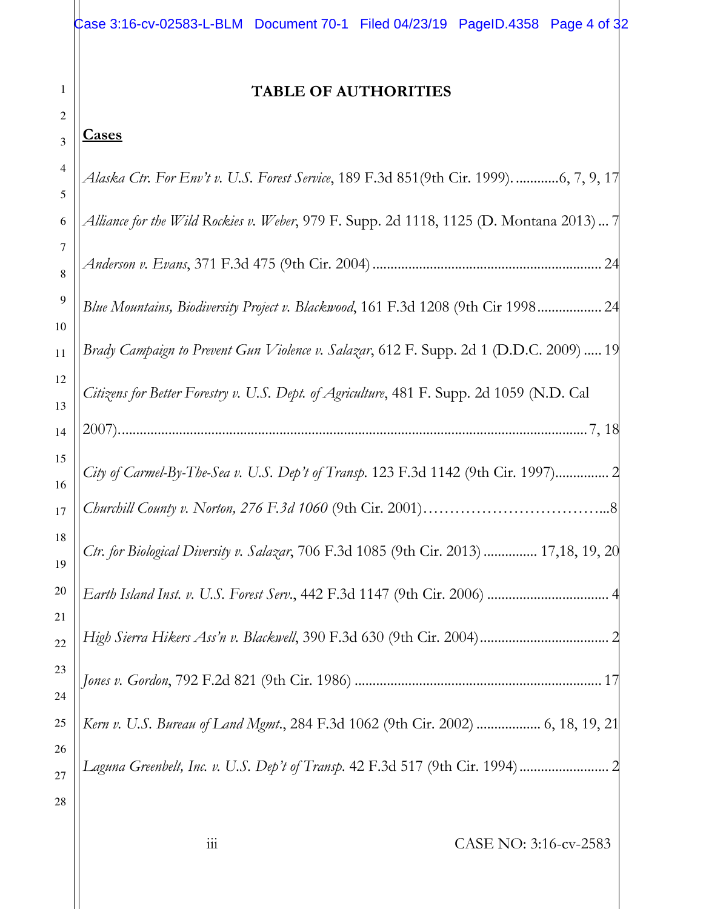# TABLE OF AUTHORITIES

## Cases

*Alaska Ctr. For Env't v. U.S. Forest Service*, 189 F.3d 851(9th Cir. 1999). ............6, 7, 9, 17

*Alliance for the Wild Rockies v. Weber*, 979 F. Supp. 2d 1118, 1125 (D. Montana 2013) ... 7

*Anderson v. Evans*, 371 F.3d 475 (9th Cir. 2004) ............................................................... 24

*Blue Mountains, Biodiversity Project v. Blackwood*, 161 F.3d 1208 (9th Cir 1998.................. 24

*Brady Campaign to Prevent Gun Violence v. Salazar*, 612 F. Supp. 2d 1 (D.D.C. 2009) ..... 19

*Citizens for Better Forestry v. U.S. Dept. of Agriculture*, 481 F. Supp. 2d 1059 (N.D. Cal 2007)........................................................................................................................ 7, 18

*City of Carmel-By-The-Sea v. U.S. Dep't of Transp.* 123 F.3d 1142 (9th Cir. 1997)............... 2

*Churchill County v. Norton, 276 F.3d 1060* (9th Cir. 2001)……………………………...8

*Ctr. for Biological Diversity v. Salazar*, 706 F.3d 1085 (9th Cir. 2013) ............... 17,18, 19, 20

*Earth Island Inst. v. U.S. Forest Serv.*, 442 F.3d 1147 (9th Cir. 2006) .................................. 4

*High Sierra Hikers Ass'n v. Blackwell*, 390 F.3d 630 (9th Cir. 2004).................................... 2

*Jones v. Gordon*, 792 F.2d 821 (9th Cir. 1986) ..................................................................... 17

*Kern v. U.S. Bureau of Land Mgmt.*, 284 F.3d 1062 (9th Cir. 2002) .................. 6, 18, 19, 21

*Laguna Greenbelt, Inc. v. U.S. Dep't of Transp.* 42 F.3d 517 (9th Cir. 1994)......................... 2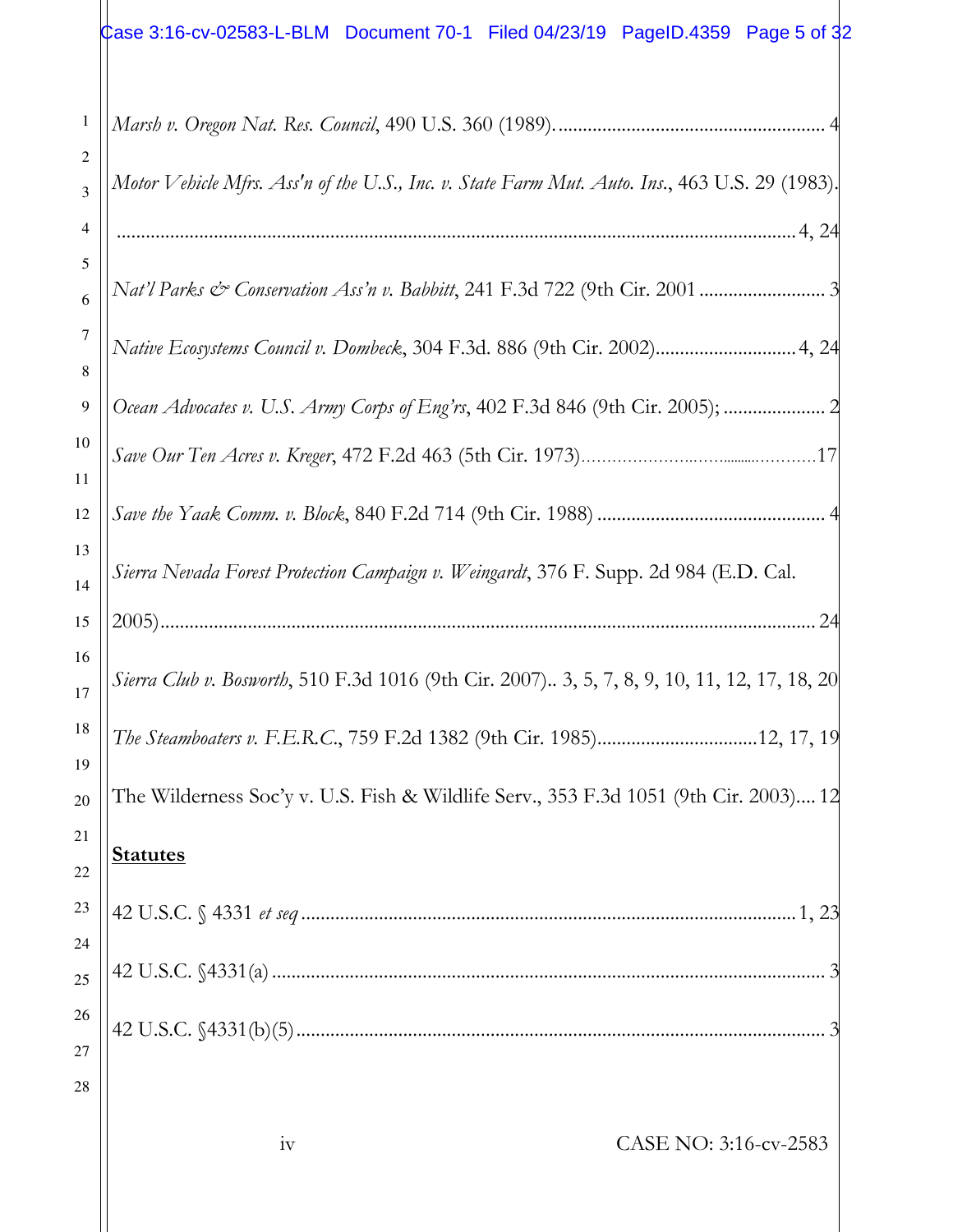*Marsh v. Oregon Nat. Res. Council*, 490 U.S. 360 (1989)........................................................ 4

*Motor Vehicle Mfrs. Ass'n of the U.S., Inc. v. State Farm Mut. Auto. Ins.*, 463 U.S. 29 (1983).
.............................................................................................................................4, 24

*Nat'l Parks & Conservation Ass'n v. Babbitt*, 241 F.3d 722 (9th Cir. 2001 .......................... 3

*Native Ecosystems Council v. Dombeck*, 304 F.3d. 886 (9th Cir. 2002).............................4, 24

*Ocean Advocates v. U.S. Army Corps of Eng'rs*, 402 F.3d 846 (9th Cir. 2005); ..................... 2

*Save Our Ten Acres v. Kreger*, 472 F.2d 463 (5th Cir. 1973)......................................17

*Save the Yaak Comm. v. Block*, 840 F.2d 714 (9th Cir. 1988) ............................................... 4

*Sierra Nevada Forest Protection Campaign v. Weingardt*, 376 F. Supp. 2d 984 (E.D. Cal. 2005).................................................................................................................................... 24

*Sierra Club v. Bosworth*, 510 F.3d 1016 (9th Cir. 2007).. 3, 5, 7, 8, 9, 10, 11, 12, 17, 18, 20

*The Steamboaters v. F.E.R.C.*, 759 F.2d 1382 (9th Cir. 1985).................................12, 17, 19

The Wilderness Soc'y v. U.S. Fish & Wildlife Serv., 353 F.3d 1051 (9th Cir. 2003).... 12

**Statutes**

42 U.S.C. § 4331 *et seq* .......................................................................................................1, 23

42 U.S.C. §4331(a) .................................................................................................................. 3

42 U.S.C. §4331(b)(5) ............................................................................................................. 3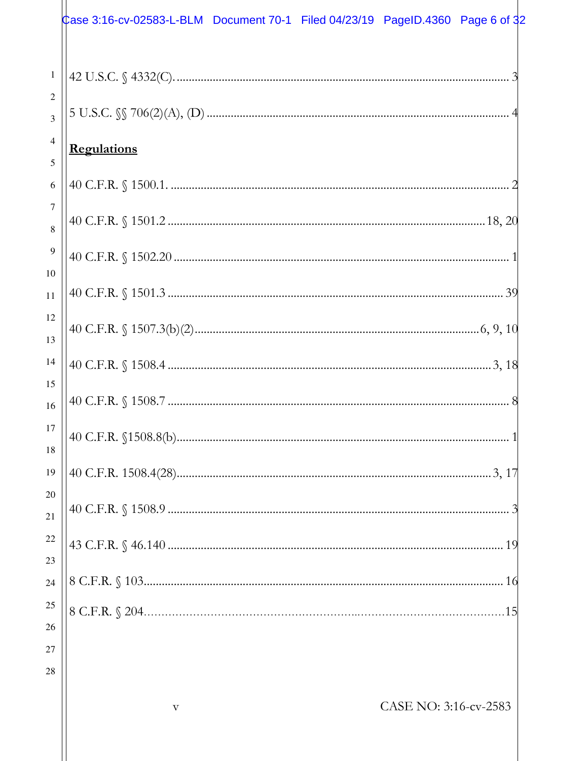42 U.S.C. § 4332(C). ............................................................................................................ 3

5 U.S.C. §§ 706(2)(A), (D) ................................................................................................... 4

**Regulations**

40 C.F.R. § 1500.1. ............................................................................................................... 2

40 C.F.R. § 1501.2 ....................................................................................................... 18, 20

40 C.F.R. § 1502.20 .............................................................................................................. 1

40 C.F.R. § 1501.3 .............................................................................................................. 39

40 C.F.R. § 1507.3(b)(2)............................................................................................. 6, 9, 10

40 C.F.R. § 1508.4 .......................................................................................................... 3, 18

40 C.F.R. § 1508.7 ................................................................................................................ 8

40 C.F.R. §1508.8(b).............................................................................................................. 1

40 C.F.R. 1508.4(28)....................................................................................................... 3, 17

40 C.F.R. § 1508.9 ................................................................................................................ 3

43 C.F.R. § 46.140 ............................................................................................................. 19

8 C.F.R. § 103..................................................................................................................... 16

8 C.F.R. § 204.....................................................................................................................15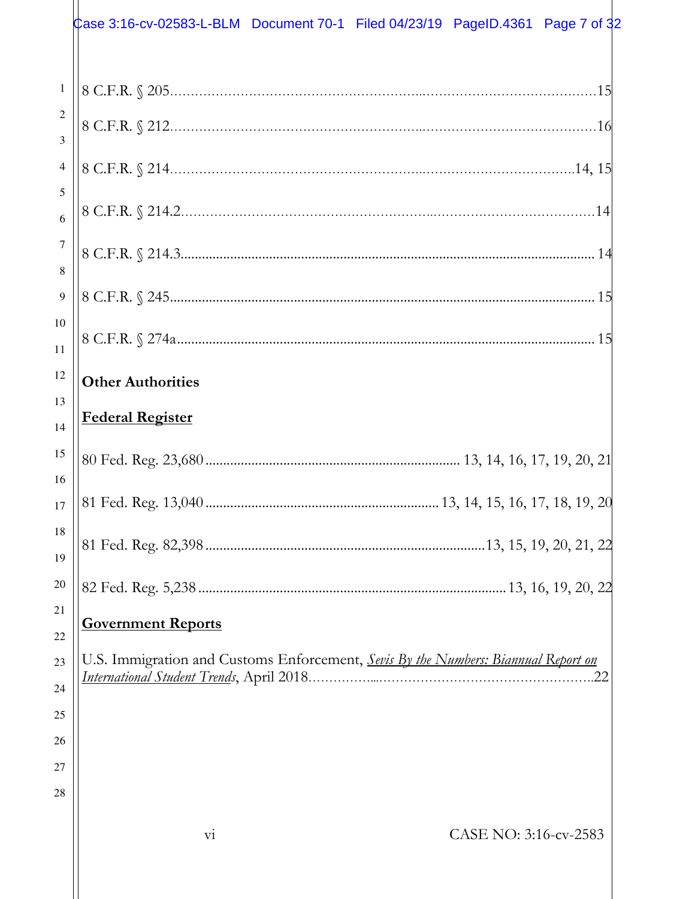8 C.F.R. § 205.........................................................................................................15

8 C.F.R. § 212.........................................................................................................16

8 C.F.R. § 214.....................................................................................................14, 15

8 C.F.R. § 214.2......................................................................................................14

8 C.F.R. § 214.3...................................................................................................... 14

8 C.F.R. § 245......................................................................................................... 15

8 C.F.R. § 274a....................................................................................................... 15

**Other Authorities**

**Federal Register**

80 Fed. Reg. 23,680 ...................................................................... 13, 14, 16, 17, 19, 20, 21

81 Fed. Reg. 13,040 ................................................................ 13, 14, 15, 16, 17, 18, 19, 20

81 Fed. Reg. 82,398 ............................................................................13, 15, 19, 20, 21, 22

82 Fed. Reg. 5,238 ......................................................................................13, 16, 19, 20, 22

**Government Reports**

U.S. Immigration and Customs Enforcement, *Sevis By the Numbers: Biannual Report on International Student Trends*, April 2018.......................................................................22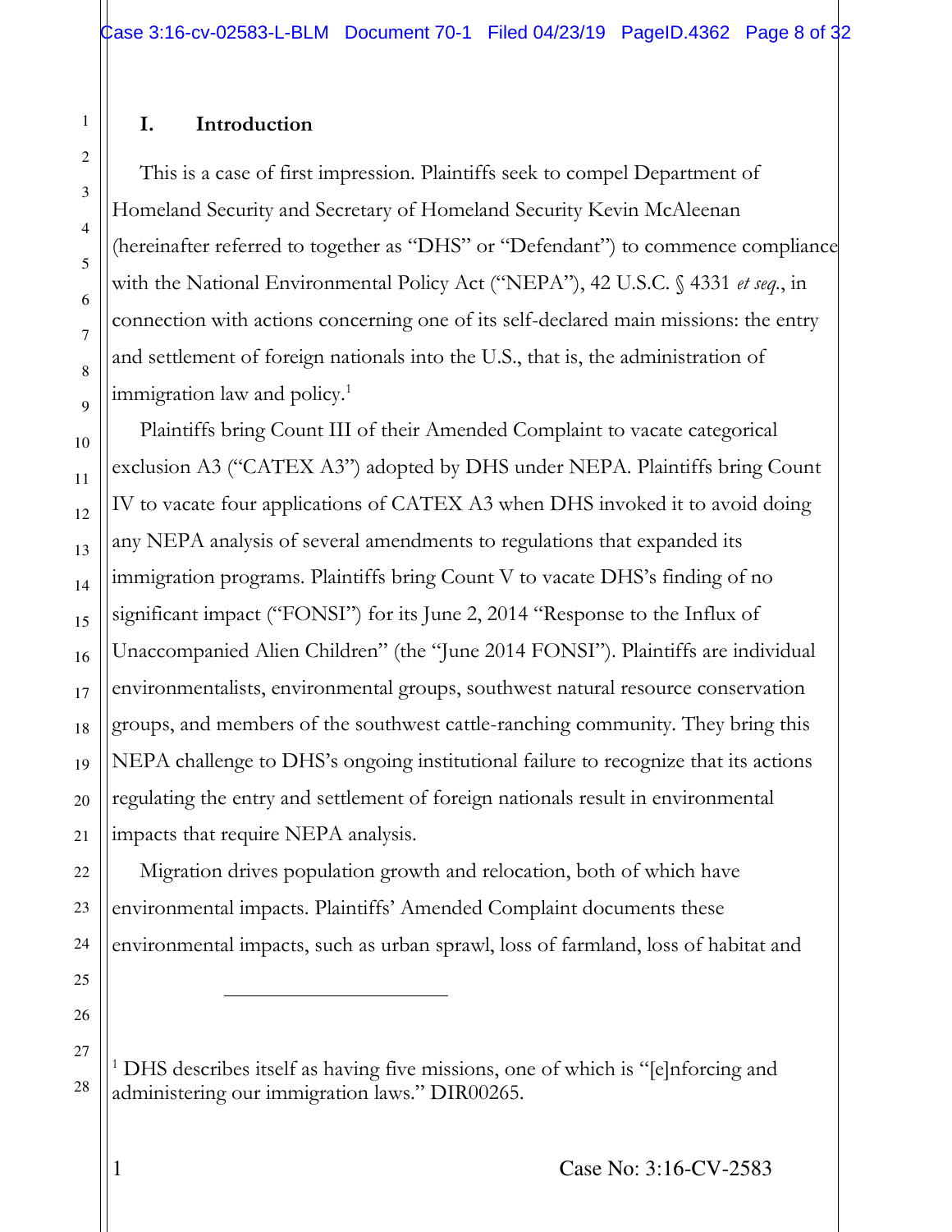## I. Introduction

This is a case of first impression. Plaintiffs seek to compel Department of Homeland Security and Secretary of Homeland Security Kevin McAleenan (hereinafter referred to together as "DHS" or "Defendant") to commence compliance with the National Environmental Policy Act ("NEPA"), 42 U.S.C. § 4331 *et seq.*, in connection with actions concerning one of its self-declared main missions: the entry and settlement of foreign nationals into the U.S., that is, the administration of immigration law and policy.[1]

Plaintiffs bring Count III of their Amended Complaint to vacate categorical exclusion A3 ("CATEX A3") adopted by DHS under NEPA. Plaintiffs bring Count IV to vacate four applications of CATEX A3 when DHS invoked it to avoid doing any NEPA analysis of several amendments to regulations that expanded its immigration programs. Plaintiffs bring Count V to vacate DHS's finding of no significant impact ("FONSI") for its June 2, 2014 "Response to the Influx of Unaccompanied Alien Children" (the "June 2014 FONSI"). Plaintiffs are individual environmentalists, environmental groups, southwest natural resource conservation groups, and members of the southwest cattle-ranching community. They bring this NEPA challenge to DHS's ongoing institutional failure to recognize that its actions regulating the entry and settlement of foreign nationals result in environmental impacts that require NEPA analysis.

Migration drives population growth and relocation, both of which have environmental impacts. Plaintiffs' Amended Complaint documents these environmental impacts, such as urban sprawl, loss of farmland, loss of habitat and

---

[1] DHS describes itself as having five missions, one of which is "[e]nforcing and administering our immigration laws." DIR00265.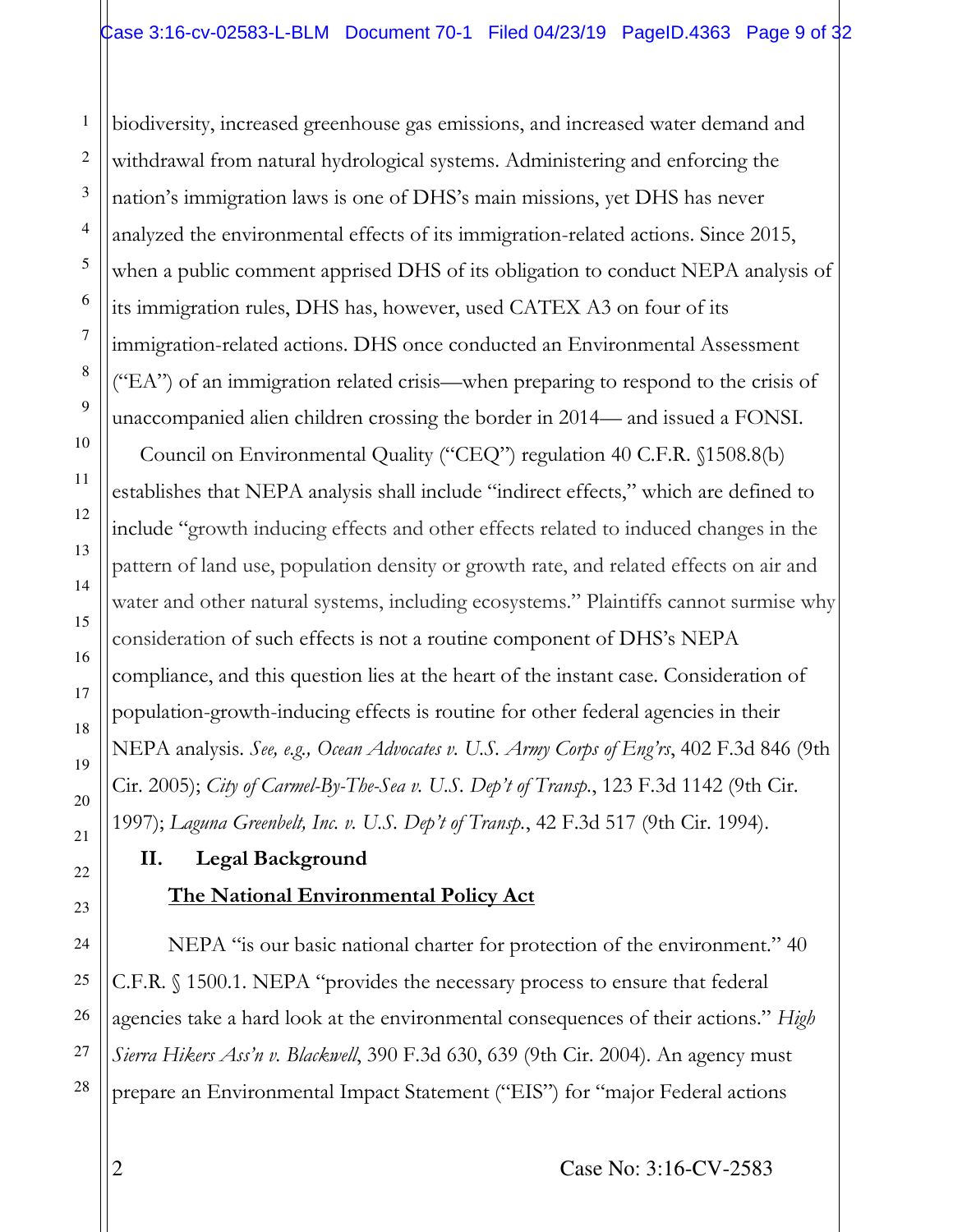biodiversity, increased greenhouse gas emissions, and increased water demand and withdrawal from natural hydrological systems. Administering and enforcing the nation's immigration laws is one of DHS's main missions, yet DHS has never analyzed the environmental effects of its immigration-related actions. Since 2015, when a public comment apprised DHS of its obligation to conduct NEPA analysis of its immigration rules, DHS has, however, used CATEX A3 on four of its immigration-related actions. DHS once conducted an Environmental Assessment ("EA") of an immigration related crisis—when preparing to respond to the crisis of unaccompanied alien children crossing the border in 2014— and issued a FONSI.

Council on Environmental Quality ("CEQ") regulation 40 C.F.R. §1508.8(b) establishes that NEPA analysis shall include "indirect effects," which are defined to include "growth inducing effects and other effects related to induced changes in the pattern of land use, population density or growth rate, and related effects on air and water and other natural systems, including ecosystems." Plaintiffs cannot surmise why consideration of such effects is not a routine component of DHS's NEPA compliance, and this question lies at the heart of the instant case. Consideration of population-growth-inducing effects is routine for other federal agencies in their NEPA analysis. *See, e.g., Ocean Advocates v. U.S. Army Corps of Eng'rs*, 402 F.3d 846 (9th Cir. 2005); *City of Carmel-By-The-Sea v. U.S. Dep't of Transp.*, 123 F.3d 1142 (9th Cir. 1997); *Laguna Greenbelt, Inc. v. U.S. Dep't of Transp.*, 42 F.3d 517 (9th Cir. 1994).

## II. Legal Background

### <u>The National Environmental Policy Act</u>

NEPA "is our basic national charter for protection of the environment." 40 C.F.R. § 1500.1. NEPA "provides the necessary process to ensure that federal agencies take a hard look at the environmental consequences of their actions." *High Sierra Hikers Ass'n v. Blackwell*, 390 F.3d 630, 639 (9th Cir. 2004). An agency must prepare an Environmental Impact Statement ("EIS") for "major Federal actions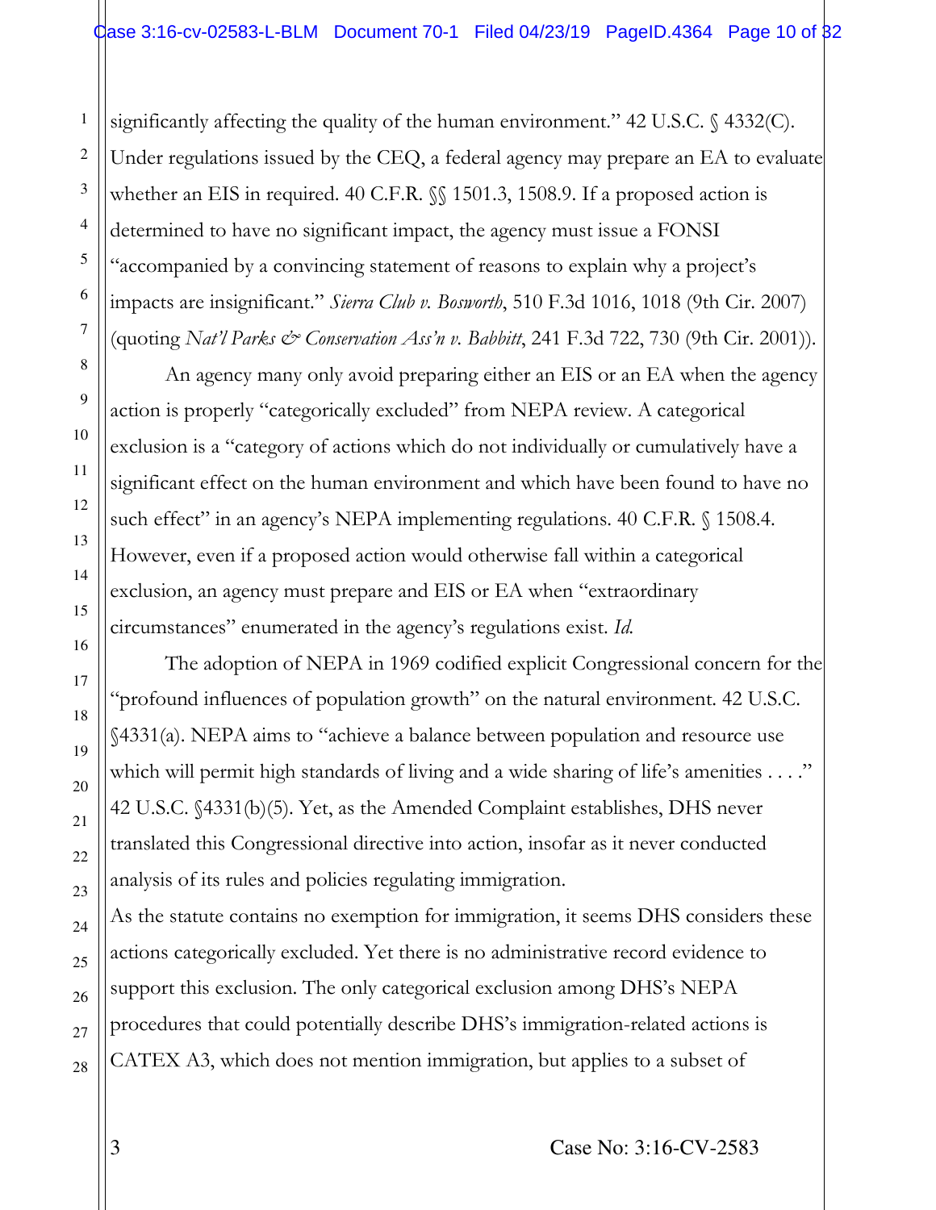significantly affecting the quality of the human environment." 42 U.S.C. § 4332(C). Under regulations issued by the CEQ, a federal agency may prepare an EA to evaluate whether an EIS in required. 40 C.F.R. §§ 1501.3, 1508.9. If a proposed action is determined to have no significant impact, the agency must issue a FONSI "accompanied by a convincing statement of reasons to explain why a project's impacts are insignificant." *Sierra Club v. Bosworth*, 510 F.3d 1016, 1018 (9th Cir. 2007) (quoting *Nat'l Parks & Conservation Ass'n v. Babbitt*, 241 F.3d 722, 730 (9th Cir. 2001)).

An agency many only avoid preparing either an EIS or an EA when the agency action is properly "categorically excluded" from NEPA review. A categorical exclusion is a "category of actions which do not individually or cumulatively have a significant effect on the human environment and which have been found to have no such effect" in an agency's NEPA implementing regulations. 40 C.F.R. § 1508.4. However, even if a proposed action would otherwise fall within a categorical exclusion, an agency must prepare and EIS or EA when "extraordinary circumstances" enumerated in the agency's regulations exist. *Id.*

The adoption of NEPA in 1969 codified explicit Congressional concern for the "profound influences of population growth" on the natural environment. 42 U.S.C. §4331(a). NEPA aims to "achieve a balance between population and resource use which will permit high standards of living and a wide sharing of life's amenities . . . ." 42 U.S.C. §4331(b)(5). Yet, as the Amended Complaint establishes, DHS never translated this Congressional directive into action, insofar as it never conducted analysis of its rules and policies regulating immigration.

As the statute contains no exemption for immigration, it seems DHS considers these actions categorically excluded. Yet there is no administrative record evidence to support this exclusion. The only categorical exclusion among DHS's NEPA procedures that could potentially describe DHS's immigration-related actions is CATEX A3, which does not mention immigration, but applies to a subset of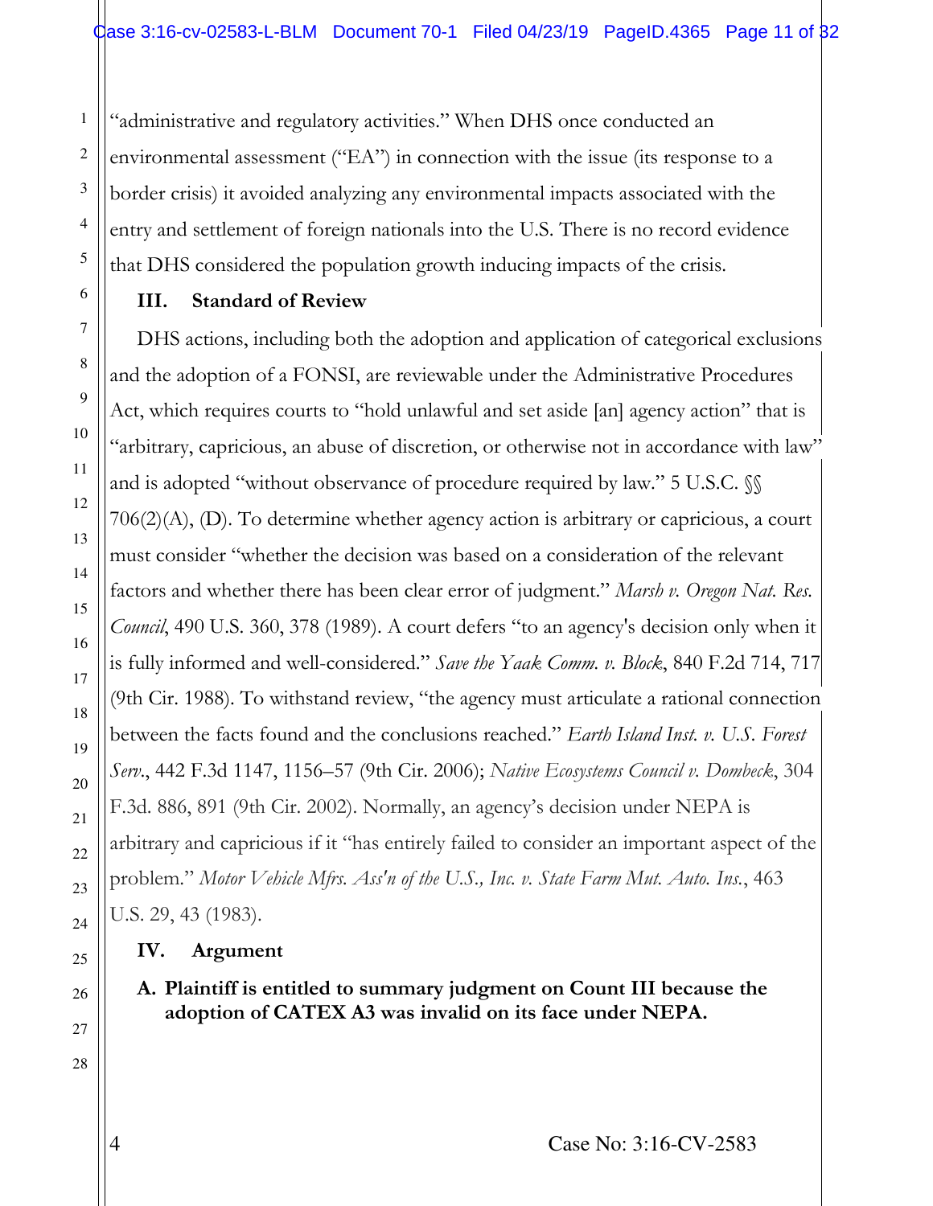"administrative and regulatory activities." When DHS once conducted an environmental assessment ("EA") in connection with the issue (its response to a border crisis) it avoided analyzing any environmental impacts associated with the entry and settlement of foreign nationals into the U.S. There is no record evidence that DHS considered the population growth inducing impacts of the crisis.

## III. Standard of Review

DHS actions, including both the adoption and application of categorical exclusions and the adoption of a FONSI, are reviewable under the Administrative Procedures Act, which requires courts to "hold unlawful and set aside [an] agency action" that is "arbitrary, capricious, an abuse of discretion, or otherwise not in accordance with law" and is adopted "without observance of procedure required by law." 5 U.S.C. §§ 706(2)(A), (D). To determine whether agency action is arbitrary or capricious, a court must consider "whether the decision was based on a consideration of the relevant factors and whether there has been clear error of judgment." *Marsh v. Oregon Nat. Res. Council*, 490 U.S. 360, 378 (1989). A court defers "to an agency's decision only when it is fully informed and well-considered." *Save the Yaak Comm. v. Block*, 840 F.2d 714, 717 (9th Cir. 1988). To withstand review, "the agency must articulate a rational connection between the facts found and the conclusions reached." *Earth Island Inst. v. U.S. Forest Serv.*, 442 F.3d 1147, 1156–57 (9th Cir. 2006); *Native Ecosystems Council v. Dombeck*, 304 F.3d. 886, 891 (9th Cir. 2002). Normally, an agency's decision under NEPA is arbitrary and capricious if it "has entirely failed to consider an important aspect of the problem." *Motor Vehicle Mfrs. Ass'n of the U.S., Inc. v. State Farm Mut. Auto. Ins.*, 463 U.S. 29, 43 (1983).

## IV. Argument

### A. Plaintiff is entitled to summary judgment on Count III because the adoption of CATEX A3 was invalid on its face under NEPA.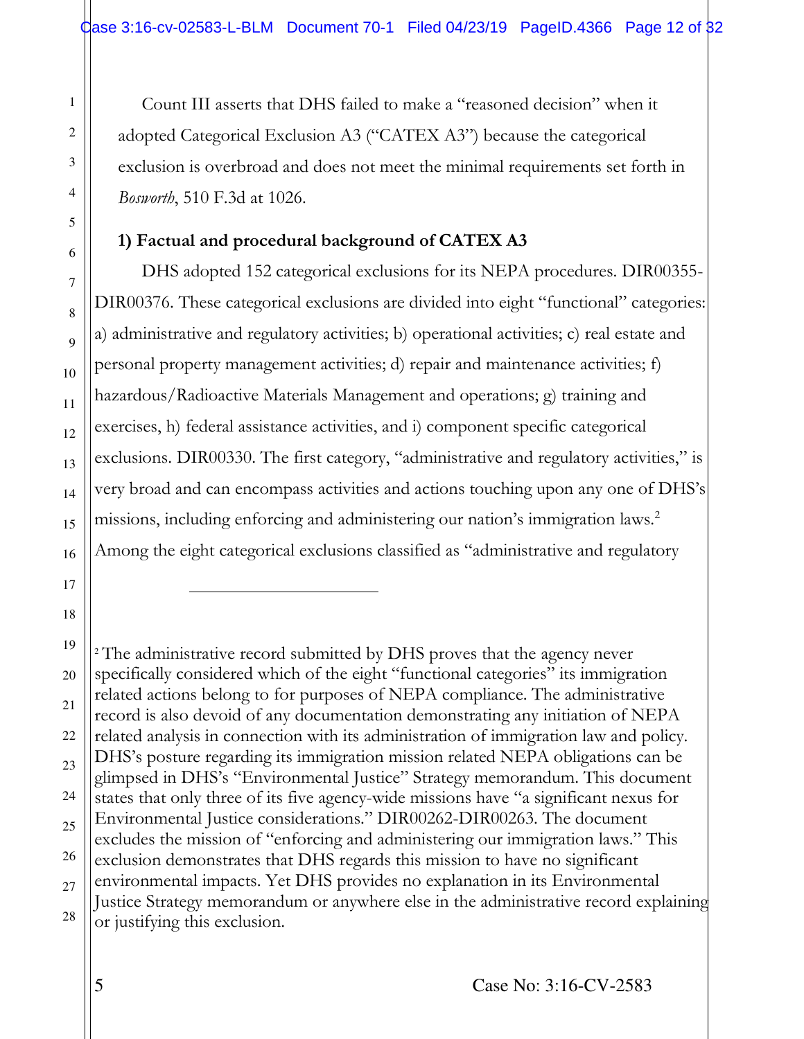Count III asserts that DHS failed to make a "reasoned decision" when it adopted Categorical Exclusion A3 ("CATEX A3") because the categorical exclusion is overbroad and does not meet the minimal requirements set forth in *Bosworth*, 510 F.3d at 1026.

**1) Factual and procedural background of CATEX A3**

DHS adopted 152 categorical exclusions for its NEPA procedures. DIR00355-DIR00376. These categorical exclusions are divided into eight "functional" categories: a) administrative and regulatory activities; b) operational activities; c) real estate and personal property management activities; d) repair and maintenance activities; f) hazardous/Radioactive Materials Management and operations; g) training and exercises, h) federal assistance activities, and i) component specific categorical exclusions. DIR00330. The first category, "administrative and regulatory activities," is very broad and can encompass activities and actions touching upon any one of DHS's missions, including enforcing and administering our nation's immigration laws.[2] Among the eight categorical exclusions classified as "administrative and regulatory

---

[2] The administrative record submitted by DHS proves that the agency never specifically considered which of the eight "functional categories" its immigration related actions belong to for purposes of NEPA compliance. The administrative record is also devoid of any documentation demonstrating any initiation of NEPA related analysis in connection with its administration of immigration law and policy. DHS's posture regarding its immigration mission related NEPA obligations can be glimpsed in DHS's "Environmental Justice" Strategy memorandum. This document states that only three of its five agency-wide missions have "a significant nexus for Environmental Justice considerations." DIR00262-DIR00263. The document excludes the mission of "enforcing and administering our immigration laws." This exclusion demonstrates that DHS regards this mission to have no significant environmental impacts. Yet DHS provides no explanation in its Environmental Justice Strategy memorandum or anywhere else in the administrative record explaining or justifying this exclusion.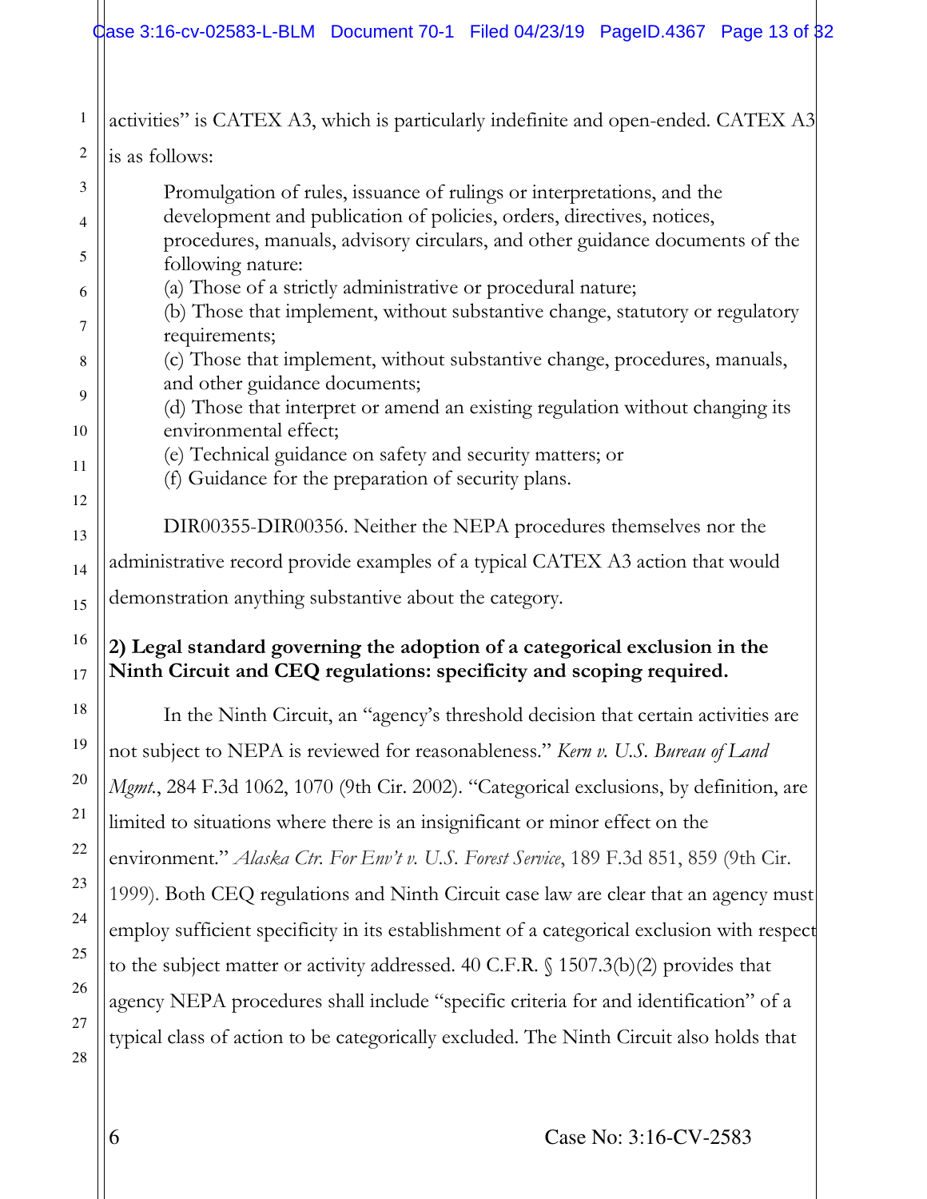activities" is CATEX A3, which is particularly indefinite and open-ended. CATEX A3 is as follows:

> Promulgation of rules, issuance of rulings or interpretations, and the development and publication of policies, orders, directives, notices, procedures, manuals, advisory circulars, and other guidance documents of the following nature:
> (a) Those of a strictly administrative or procedural nature;
> (b) Those that implement, without substantive change, statutory or regulatory requirements;
> (c) Those that implement, without substantive change, procedures, manuals, and other guidance documents;
> (d) Those that interpret or amend an existing regulation without changing its environmental effect;
> (e) Technical guidance on safety and security matters; or
> (f) Guidance for the preparation of security plans.

DIR00355-DIR00356. Neither the NEPA procedures themselves nor the administrative record provide examples of a typical CATEX A3 action that would demonstration anything substantive about the category.

**2) Legal standard governing the adoption of a categorical exclusion in the Ninth Circuit and CEQ regulations: specificity and scoping required.**

In the Ninth Circuit, an "agency's threshold decision that certain activities are not subject to NEPA is reviewed for reasonableness." *Kern v. U.S. Bureau of Land Mgmt.*, 284 F.3d 1062, 1070 (9th Cir. 2002). "Categorical exclusions, by definition, are limited to situations where there is an insignificant or minor effect on the environment." *Alaska Ctr. For Env't v. U.S. Forest Service*, 189 F.3d 851, 859 (9th Cir. 1999). Both CEQ regulations and Ninth Circuit case law are clear that an agency must employ sufficient specificity in its establishment of a categorical exclusion with respect to the subject matter or activity addressed. 40 C.F.R. § 1507.3(b)(2) provides that agency NEPA procedures shall include "specific criteria for and identification" of a typical class of action to be categorically excluded. The Ninth Circuit also holds that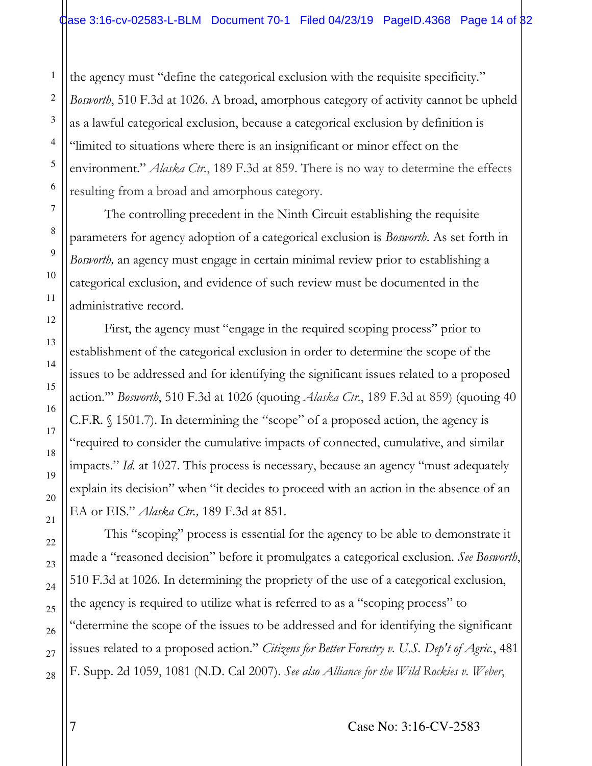the agency must "define the categorical exclusion with the requisite specificity." *Bosworth*, 510 F.3d at 1026. A broad, amorphous category of activity cannot be upheld as a lawful categorical exclusion, because a categorical exclusion by definition is "limited to situations where there is an insignificant or minor effect on the environment." *Alaska Ctr.*, 189 F.3d at 859. There is no way to determine the effects resulting from a broad and amorphous category.

The controlling precedent in the Ninth Circuit establishing the requisite parameters for agency adoption of a categorical exclusion is *Bosworth*. As set forth in *Bosworth,* an agency must engage in certain minimal review prior to establishing a categorical exclusion, and evidence of such review must be documented in the administrative record.

First, the agency must "engage in the required scoping process" prior to establishment of the categorical exclusion in order to determine the scope of the issues to be addressed and for identifying the significant issues related to a proposed action.'" *Bosworth*, 510 F.3d at 1026 (quoting *Alaska Ctr.*, 189 F.3d at 859) (quoting 40 C.F.R. § 1501.7). In determining the "scope" of a proposed action, the agency is "required to consider the cumulative impacts of connected, cumulative, and similar impacts." *Id.* at 1027. This process is necessary, because an agency "must adequately explain its decision" when "it decides to proceed with an action in the absence of an EA or EIS." *Alaska Ctr.,* 189 F.3d at 851.

This "scoping" process is essential for the agency to be able to demonstrate it made a "reasoned decision" before it promulgates a categorical exclusion. *See Bosworth*, 510 F.3d at 1026. In determining the propriety of the use of a categorical exclusion, the agency is required to utilize what is referred to as a "scoping process" to "determine the scope of the issues to be addressed and for identifying the significant issues related to a proposed action." *Citizens for Better Forestry v. U.S. Dep't of Agric.*, 481 F. Supp. 2d 1059, 1081 (N.D. Cal 2007). *See also Alliance for the Wild Rockies v. Weber*,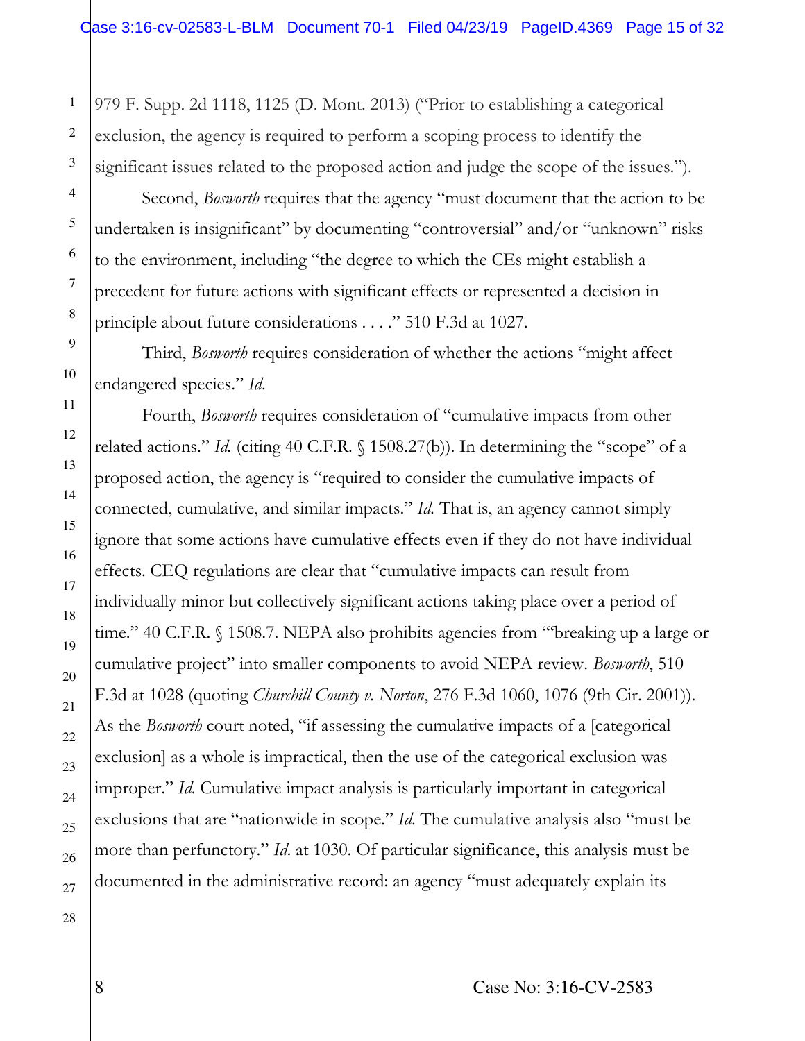979 F. Supp. 2d 1118, 1125 (D. Mont. 2013) ("Prior to establishing a categorical exclusion, the agency is required to perform a scoping process to identify the significant issues related to the proposed action and judge the scope of the issues.").

Second, *Bosworth* requires that the agency "must document that the action to be undertaken is insignificant" by documenting "controversial" and/or "unknown" risks to the environment, including "the degree to which the CEs might establish a precedent for future actions with significant effects or represented a decision in principle about future considerations . . . ." 510 F.3d at 1027.

Third, *Bosworth* requires consideration of whether the actions "might affect endangered species." *Id.*

Fourth, *Bosworth* requires consideration of "cumulative impacts from other related actions." *Id.* (citing 40 C.F.R. § 1508.27(b)). In determining the "scope" of a proposed action, the agency is "required to consider the cumulative impacts of connected, cumulative, and similar impacts." *Id.* That is, an agency cannot simply ignore that some actions have cumulative effects even if they do not have individual effects. CEQ regulations are clear that "cumulative impacts can result from individually minor but collectively significant actions taking place over a period of time." 40 C.F.R. § 1508.7. NEPA also prohibits agencies from "'breaking up a large or cumulative project" into smaller components to avoid NEPA review. *Bosworth*, 510 F.3d at 1028 (quoting *Churchill County v. Norton*, 276 F.3d 1060, 1076 (9th Cir. 2001)). As the *Bosworth* court noted, "if assessing the cumulative impacts of a [categorical exclusion] as a whole is impractical, then the use of the categorical exclusion was improper." *Id.* Cumulative impact analysis is particularly important in categorical exclusions that are "nationwide in scope." *Id.* The cumulative analysis also "must be more than perfunctory." *Id.* at 1030. Of particular significance, this analysis must be documented in the administrative record: an agency "must adequately explain its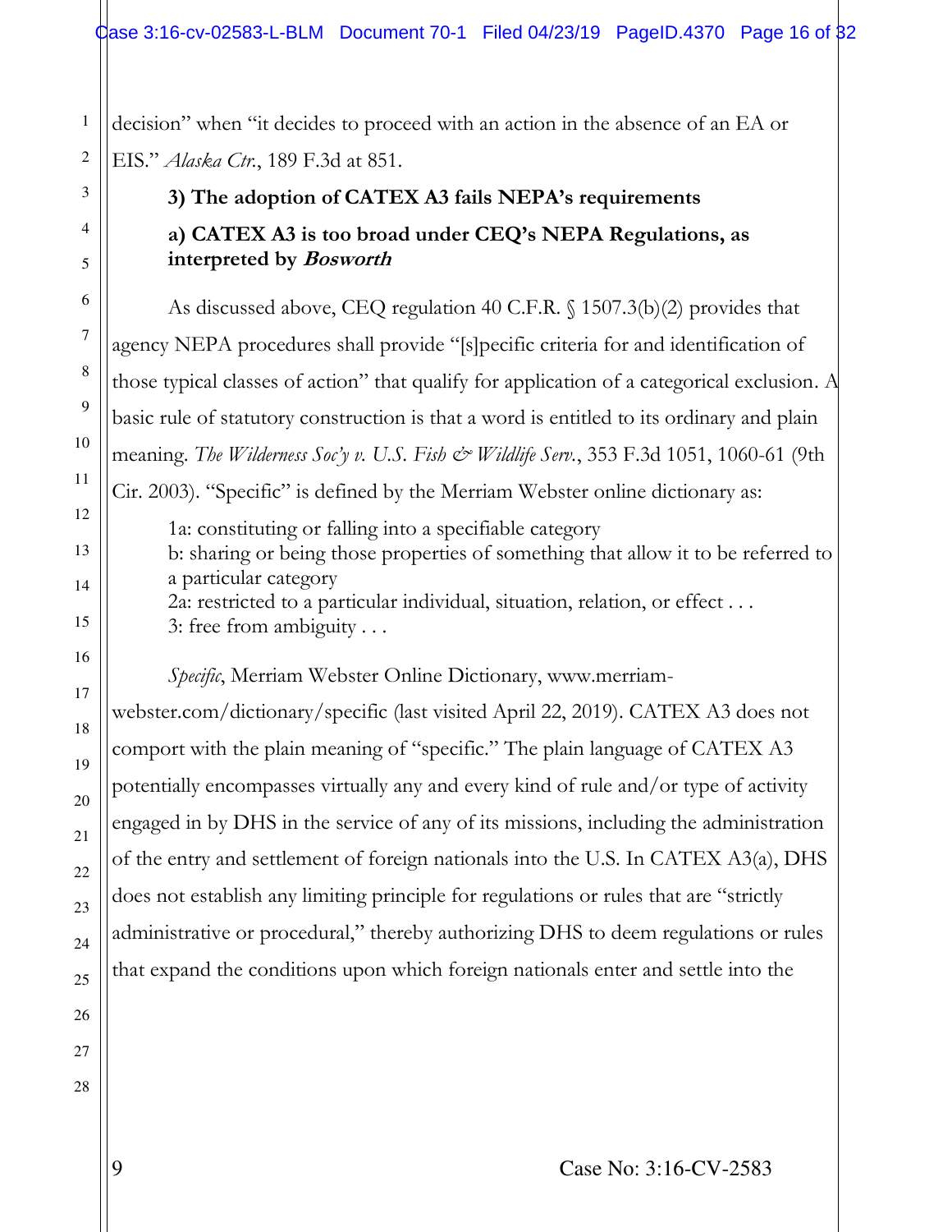decision" when "it decides to proceed with an action in the absence of an EA or EIS." *Alaska Ctr.*, 189 F.3d at 851.

**3) The adoption of CATEX A3 fails NEPA's requirements**

**a) CATEX A3 is too broad under CEQ's NEPA Regulations, as interpreted by *Bosworth***

As discussed above, CEQ regulation 40 C.F.R. § 1507.3(b)(2) provides that agency NEPA procedures shall provide "[s]pecific criteria for and identification of those typical classes of action" that qualify for application of a categorical exclusion. A basic rule of statutory construction is that a word is entitled to its ordinary and plain meaning. *The Wilderness Soc'y v. U.S. Fish & Wildlife Serv.*, 353 F.3d 1051, 1060-61 (9th Cir. 2003). "Specific" is defined by the Merriam Webster online dictionary as:

> 1a: constituting or falling into a specifiable category
> b: sharing or being those properties of something that allow it to be referred to a particular category
> 2a: restricted to a particular individual, situation, relation, or effect . . .
> 3: free from ambiguity . . .

*Specific*, Merriam Webster Online Dictionary, www.merriam-webster.com/dictionary/specific (last visited April 22, 2019). CATEX A3 does not comport with the plain meaning of "specific." The plain language of CATEX A3 potentially encompasses virtually any and every kind of rule and/or type of activity engaged in by DHS in the service of any of its missions, including the administration of the entry and settlement of foreign nationals into the U.S. In CATEX A3(a), DHS does not establish any limiting principle for regulations or rules that are "strictly administrative or procedural," thereby authorizing DHS to deem regulations or rules that expand the conditions upon which foreign nationals enter and settle into the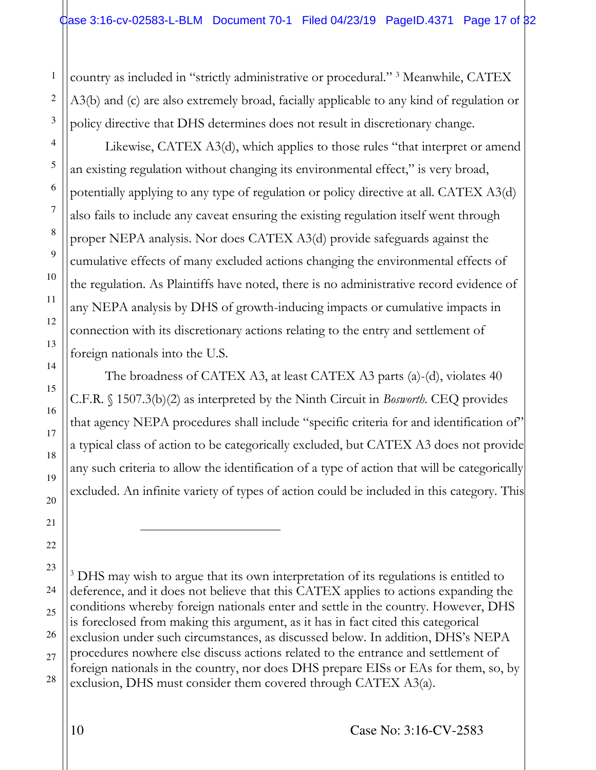country as included in "strictly administrative or procedural." [3] Meanwhile, CATEX A3(b) and (c) are also extremely broad, facially applicable to any kind of regulation or policy directive that DHS determines does not result in discretionary change.

Likewise, CATEX A3(d), which applies to those rules "that interpret or amend an existing regulation without changing its environmental effect," is very broad, potentially applying to any type of regulation or policy directive at all. CATEX A3(d) also fails to include any caveat ensuring the existing regulation itself went through proper NEPA analysis. Nor does CATEX A3(d) provide safeguards against the cumulative effects of many excluded actions changing the environmental effects of the regulation. As Plaintiffs have noted, there is no administrative record evidence of any NEPA analysis by DHS of growth-inducing impacts or cumulative impacts in connection with its discretionary actions relating to the entry and settlement of foreign nationals into the U.S.

The broadness of CATEX A3, at least CATEX A3 parts (a)-(d), violates 40 C.F.R. § 1507.3(b)(2) as interpreted by the Ninth Circuit in *Bosworth*. CEQ provides that agency NEPA procedures shall include "specific criteria for and identification of" a typical class of action to be categorically excluded, but CATEX A3 does not provide any such criteria to allow the identification of a type of action that will be categorically excluded. An infinite variety of types of action could be included in this category. This

---

[3] DHS may wish to argue that its own interpretation of its regulations is entitled to deference, and it does not believe that this CATEX applies to actions expanding the conditions whereby foreign nationals enter and settle in the country. However, DHS is foreclosed from making this argument, as it has in fact cited this categorical exclusion under such circumstances, as discussed below. In addition, DHS's NEPA procedures nowhere else discuss actions related to the entrance and settlement of foreign nationals in the country, nor does DHS prepare EISs or EAs for them, so, by exclusion, DHS must consider them covered through CATEX A3(a).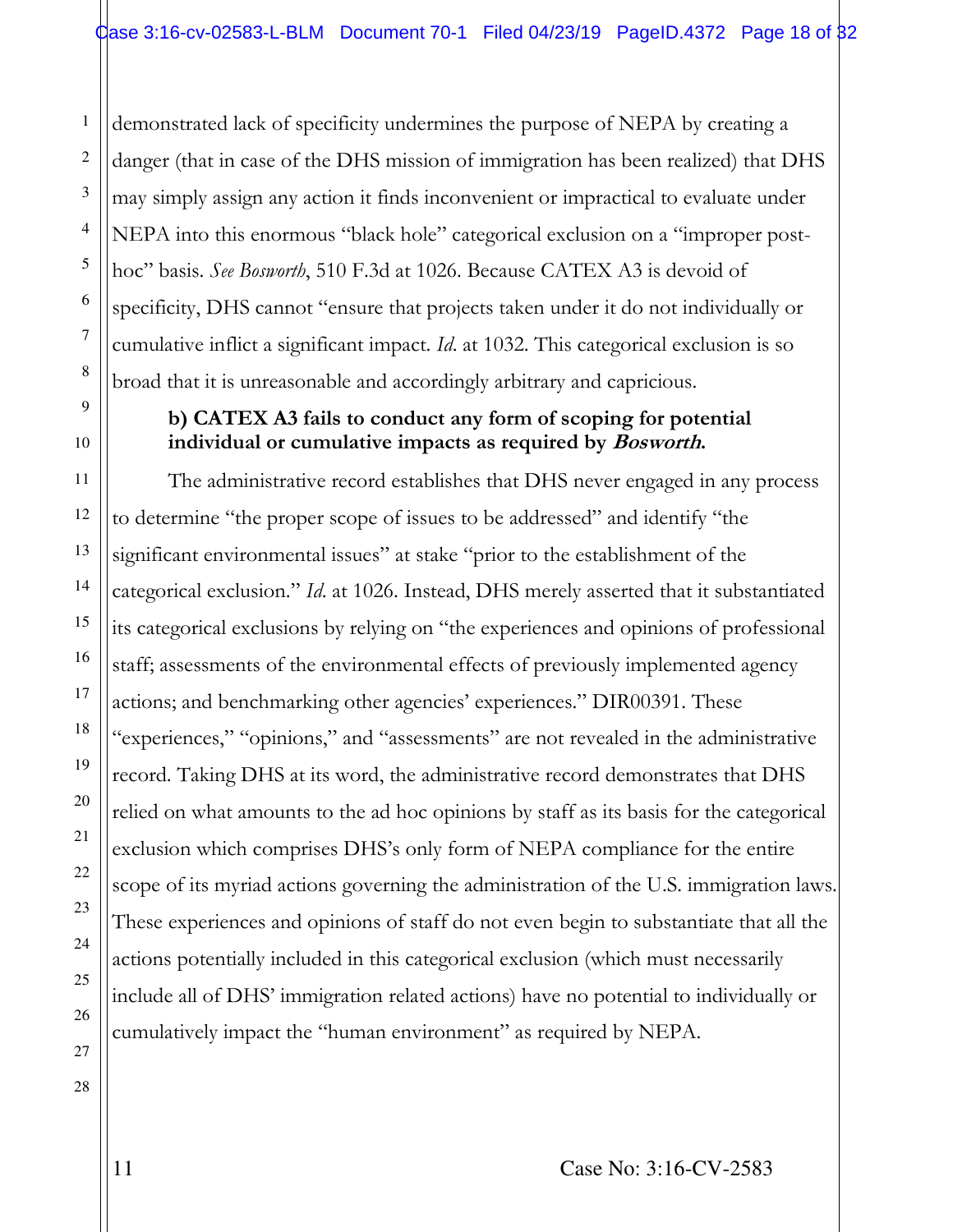demonstrated lack of specificity undermines the purpose of NEPA by creating a danger (that in case of the DHS mission of immigration has been realized) that DHS may simply assign any action it finds inconvenient or impractical to evaluate under NEPA into this enormous "black hole" categorical exclusion on a "improper post-hoc" basis. *See Bosworth*, 510 F.3d at 1026. Because CATEX A3 is devoid of specificity, DHS cannot "ensure that projects taken under it do not individually or cumulative inflict a significant impact. *Id*. at 1032. This categorical exclusion is so broad that it is unreasonable and accordingly arbitrary and capricious.

**b) CATEX A3 fails to conduct any form of scoping for potential individual or cumulative impacts as required by *Bosworth*.**

The administrative record establishes that DHS never engaged in any process to determine "the proper scope of issues to be addressed" and identify "the significant environmental issues" at stake "prior to the establishment of the categorical exclusion." *Id*. at 1026. Instead, DHS merely asserted that it substantiated its categorical exclusions by relying on "the experiences and opinions of professional staff; assessments of the environmental effects of previously implemented agency actions; and benchmarking other agencies' experiences." DIR00391. These "experiences," "opinions," and "assessments" are not revealed in the administrative record. Taking DHS at its word, the administrative record demonstrates that DHS relied on what amounts to the ad hoc opinions by staff as its basis for the categorical exclusion which comprises DHS's only form of NEPA compliance for the entire scope of its myriad actions governing the administration of the U.S. immigration laws. These experiences and opinions of staff do not even begin to substantiate that all the actions potentially included in this categorical exclusion (which must necessarily include all of DHS' immigration related actions) have no potential to individually or cumulatively impact the "human environment" as required by NEPA.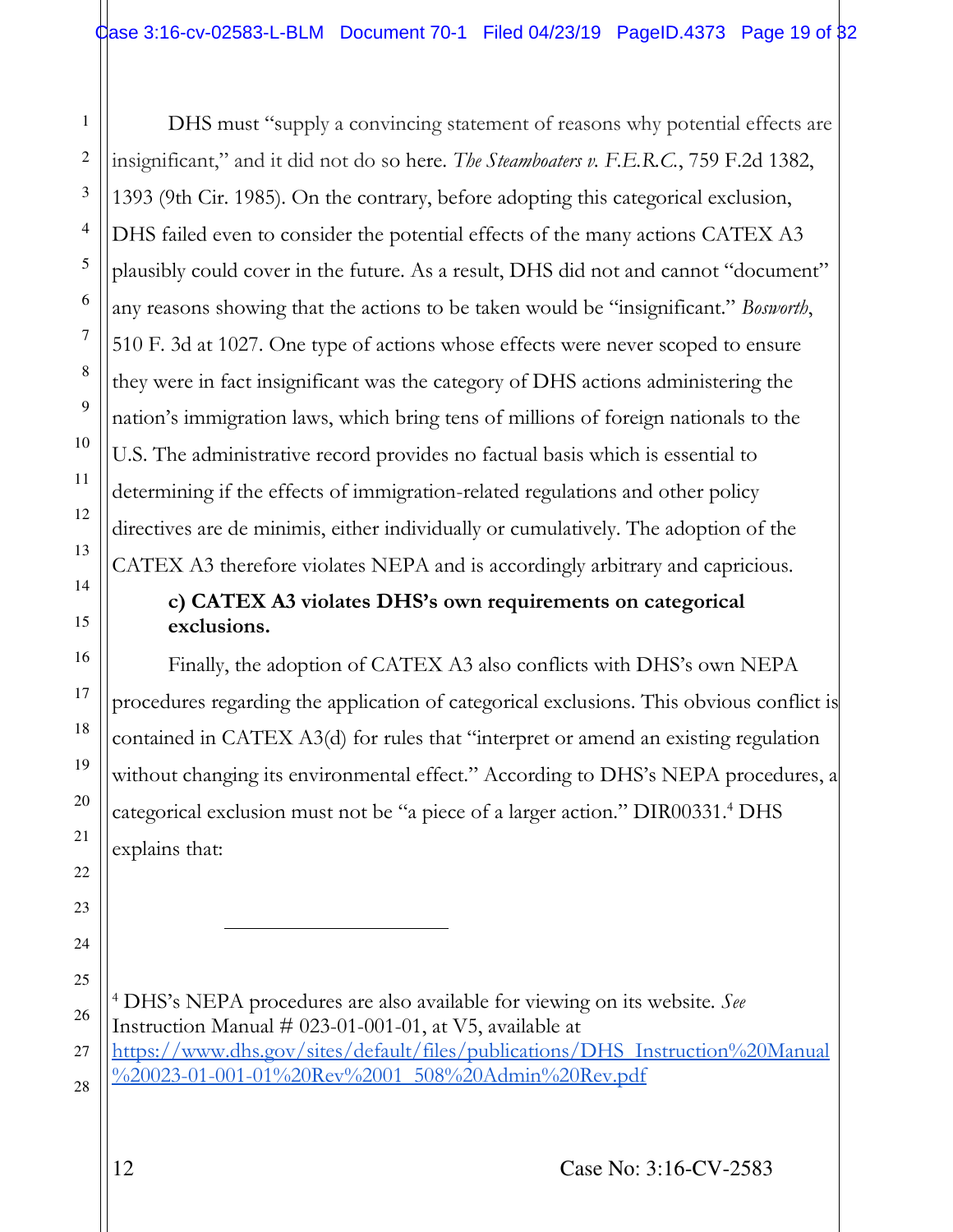DHS must "supply a convincing statement of reasons why potential effects are insignificant," and it did not do so here. *The Steamboaters v. F.E.R.C.*, 759 F.2d 1382, 1393 (9th Cir. 1985). On the contrary, before adopting this categorical exclusion, DHS failed even to consider the potential effects of the many actions CATEX A3 plausibly could cover in the future. As a result, DHS did not and cannot "document" any reasons showing that the actions to be taken would be "insignificant." *Bosworth*, 510 F. 3d at 1027. One type of actions whose effects were never scoped to ensure they were in fact insignificant was the category of DHS actions administering the nation's immigration laws, which bring tens of millions of foreign nationals to the U.S. The administrative record provides no factual basis which is essential to determining if the effects of immigration-related regulations and other policy directives are de minimis, either individually or cumulatively. The adoption of the CATEX A3 therefore violates NEPA and is accordingly arbitrary and capricious.

**c) CATEX A3 violates DHS's own requirements on categorical exclusions.**

Finally, the adoption of CATEX A3 also conflicts with DHS's own NEPA procedures regarding the application of categorical exclusions. This obvious conflict is contained in CATEX A3(d) for rules that "interpret or amend an existing regulation without changing its environmental effect." According to DHS's NEPA procedures, a categorical exclusion must not be "a piece of a larger action." DIR00331.[4] DHS explains that:

---

[4] DHS's NEPA procedures are also available for viewing on its website. *See* Instruction Manual # 023-01-001-01, at V5, available at https://www.dhs.gov/sites/default/files/publications/DHS_Instruction%20Manual%20023-01-001-01%20Rev%2001_508%20Admin%20Rev.pdf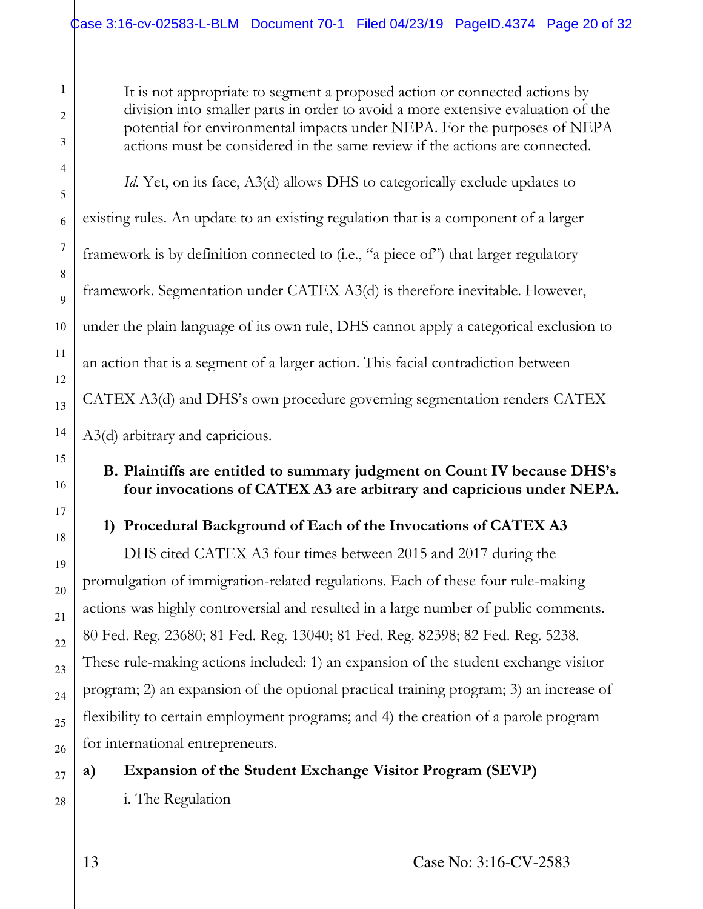> It is not appropriate to segment a proposed action or connected actions by division into smaller parts in order to avoid a more extensive evaluation of the potential for environmental impacts under NEPA. For the purposes of NEPA actions must be considered in the same review if the actions are connected.

*Id.* Yet, on its face, A3(d) allows DHS to categorically exclude updates to existing rules. An update to an existing regulation that is a component of a larger framework is by definition connected to (i.e., "a piece of") that larger regulatory framework. Segmentation under CATEX A3(d) is therefore inevitable. However, under the plain language of its own rule, DHS cannot apply a categorical exclusion to an action that is a segment of a larger action. This facial contradiction between CATEX A3(d) and DHS's own procedure governing segmentation renders CATEX A3(d) arbitrary and capricious.

### B. Plaintiffs are entitled to summary judgment on Count IV because DHS's four invocations of CATEX A3 are arbitrary and capricious under NEPA.

#### 1) Procedural Background of Each of the Invocations of CATEX A3

DHS cited CATEX A3 four times between 2015 and 2017 during the promulgation of immigration-related regulations. Each of these four rule-making actions was highly controversial and resulted in a large number of public comments. 80 Fed. Reg. 23680; 81 Fed. Reg. 13040; 81 Fed. Reg. 82398; 82 Fed. Reg. 5238. These rule-making actions included: 1) an expansion of the student exchange visitor program; 2) an expansion of the optional practical training program; 3) an increase of flexibility to certain employment programs; and 4) the creation of a parole program for international entrepreneurs.

##### a) Expansion of the Student Exchange Visitor Program (SEVP)

i. The Regulation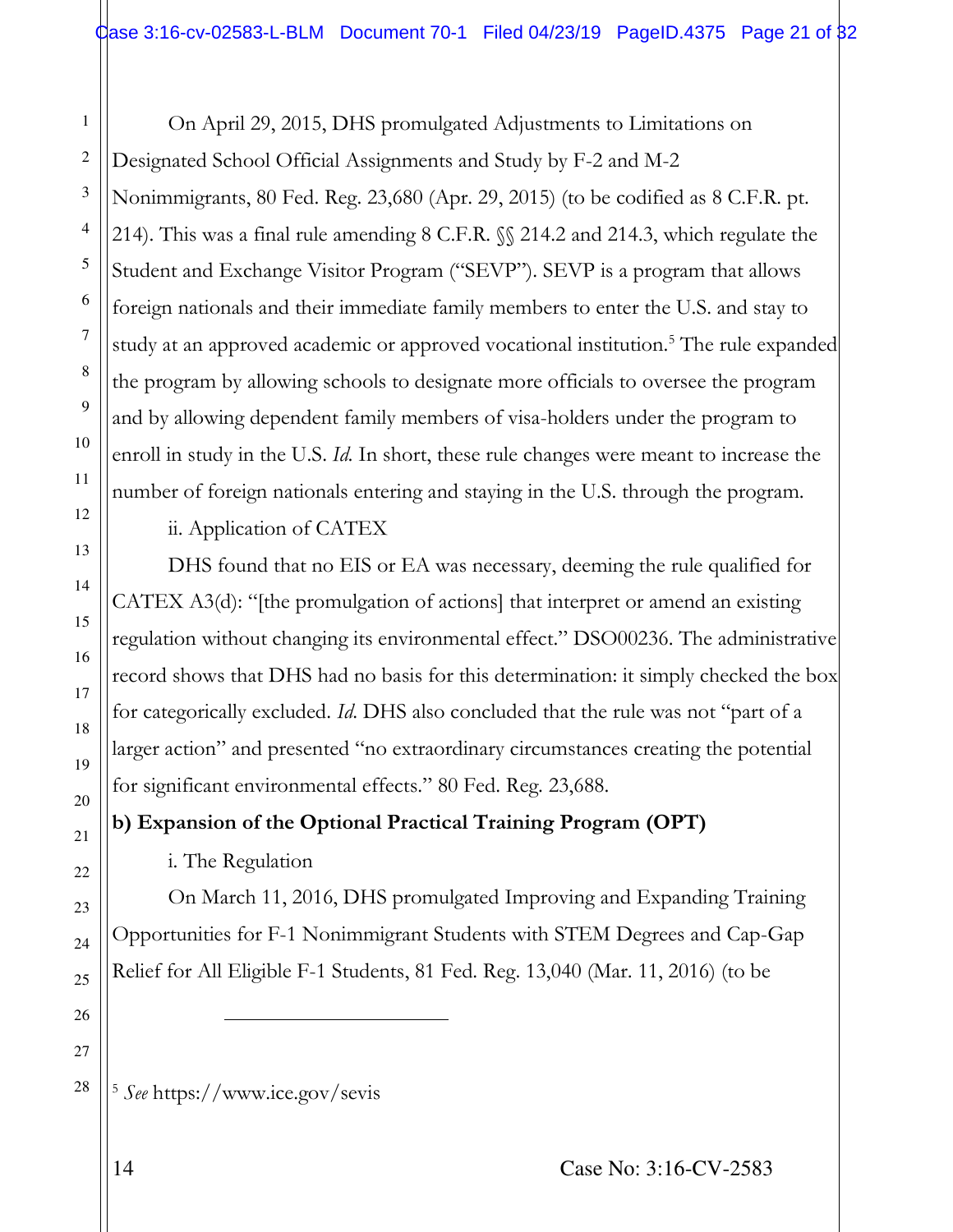On April 29, 2015, DHS promulgated Adjustments to Limitations on Designated School Official Assignments and Study by F-2 and M-2 Nonimmigrants, 80 Fed. Reg. 23,680 (Apr. 29, 2015) (to be codified as 8 C.F.R. pt. 214). This was a final rule amending 8 C.F.R. §§ 214.2 and 214.3, which regulate the Student and Exchange Visitor Program ("SEVP"). SEVP is a program that allows foreign nationals and their immediate family members to enter the U.S. and stay to study at an approved academic or approved vocational institution.[5] The rule expanded the program by allowing schools to designate more officials to oversee the program and by allowing dependent family members of visa-holders under the program to enroll in study in the U.S. *Id*. In short, these rule changes were meant to increase the number of foreign nationals entering and staying in the U.S. through the program.

ii. Application of CATEX

DHS found that no EIS or EA was necessary, deeming the rule qualified for CATEX A3(d): "[the promulgation of actions] that interpret or amend an existing regulation without changing its environmental effect." DSO00236. The administrative record shows that DHS had no basis for this determination: it simply checked the box for categorically excluded. *Id*. DHS also concluded that the rule was not "part of a larger action" and presented "no extraordinary circumstances creating the potential for significant environmental effects." 80 Fed. Reg. 23,688.

**b) Expansion of the Optional Practical Training Program (OPT)**

i. The Regulation

On March 11, 2016, DHS promulgated Improving and Expanding Training Opportunities for F-1 Nonimmigrant Students with STEM Degrees and Cap-Gap Relief for All Eligible F-1 Students, 81 Fed. Reg. 13,040 (Mar. 11, 2016) (to be

---

[5] *See* https://www.ice.gov/sevis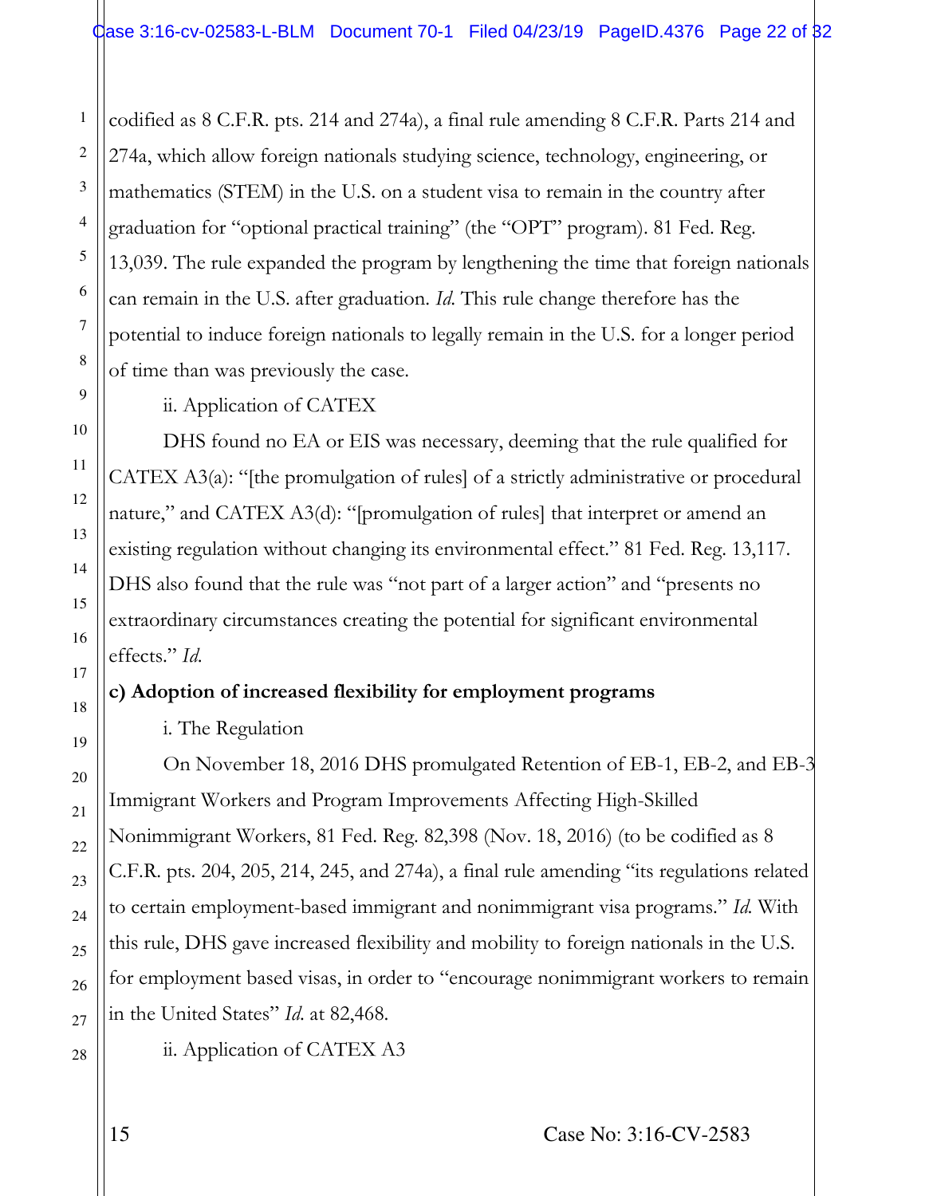codified as 8 C.F.R. pts. 214 and 274a), a final rule amending 8 C.F.R. Parts 214 and 274a, which allow foreign nationals studying science, technology, engineering, or mathematics (STEM) in the U.S. on a student visa to remain in the country after graduation for "optional practical training" (the "OPT" program). 81 Fed. Reg. 13,039. The rule expanded the program by lengthening the time that foreign nationals can remain in the U.S. after graduation. *Id.* This rule change therefore has the potential to induce foreign nationals to legally remain in the U.S. for a longer period of time than was previously the case.

ii. Application of CATEX

DHS found no EA or EIS was necessary, deeming that the rule qualified for CATEX A3(a): "[the promulgation of rules] of a strictly administrative or procedural nature," and CATEX A3(d): "[promulgation of rules] that interpret or amend an existing regulation without changing its environmental effect." 81 Fed. Reg. 13,117. DHS also found that the rule was "not part of a larger action" and "presents no extraordinary circumstances creating the potential for significant environmental effects." *Id.*

**c) Adoption of increased flexibility for employment programs**

i. The Regulation

On November 18, 2016 DHS promulgated Retention of EB-1, EB-2, and EB-3 Immigrant Workers and Program Improvements Affecting High-Skilled Nonimmigrant Workers, 81 Fed. Reg. 82,398 (Nov. 18, 2016) (to be codified as 8 C.F.R. pts. 204, 205, 214, 245, and 274a), a final rule amending "its regulations related to certain employment-based immigrant and nonimmigrant visa programs." *Id.* With this rule, DHS gave increased flexibility and mobility to foreign nationals in the U.S. for employment based visas, in order to "encourage nonimmigrant workers to remain in the United States" *Id.* at 82,468.

ii. Application of CATEX A3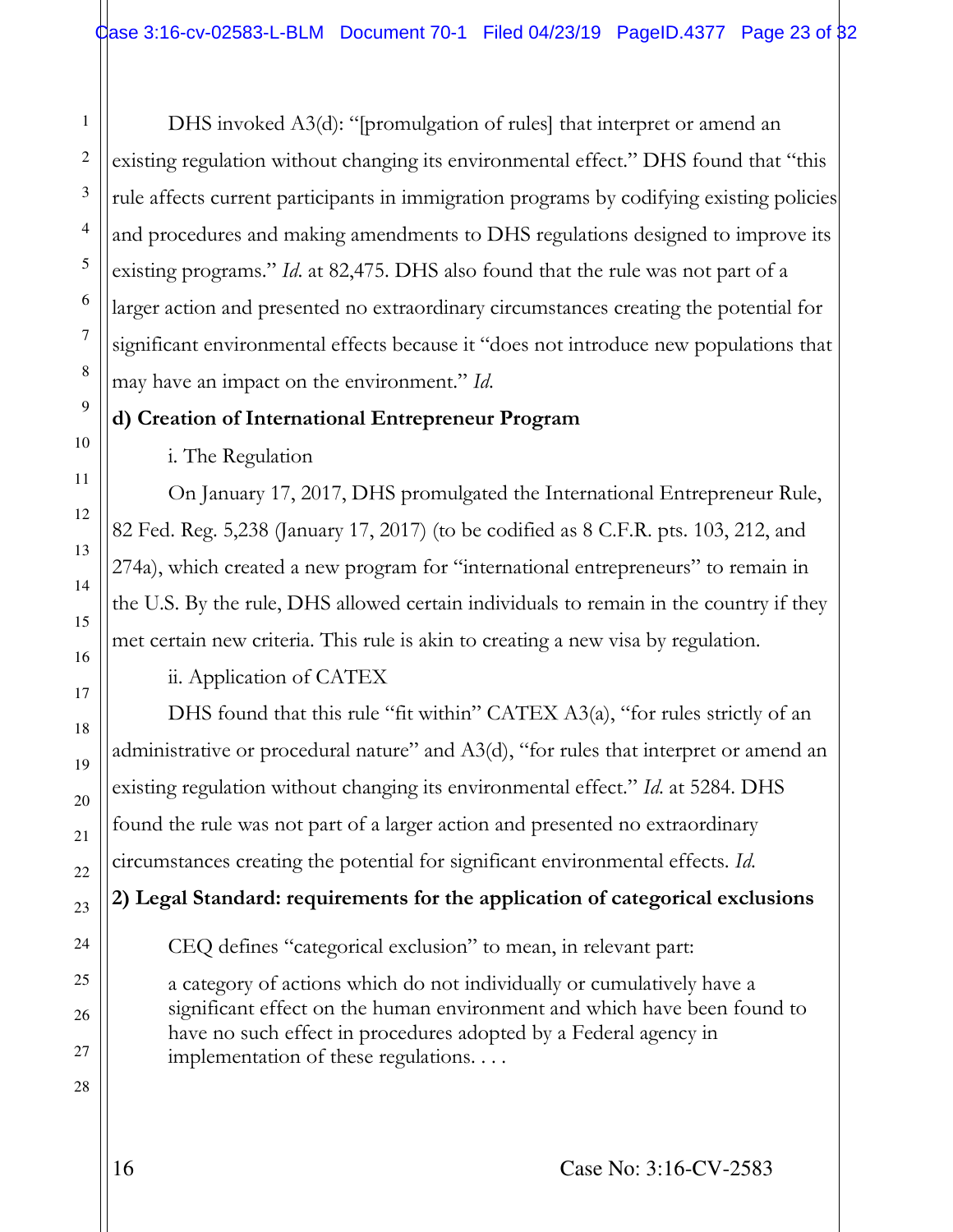DHS invoked A3(d): "[promulgation of rules] that interpret or amend an existing regulation without changing its environmental effect." DHS found that "this rule affects current participants in immigration programs by codifying existing policies and procedures and making amendments to DHS regulations designed to improve its existing programs." *Id.* at 82,475. DHS also found that the rule was not part of a larger action and presented no extraordinary circumstances creating the potential for significant environmental effects because it "does not introduce new populations that may have an impact on the environment." *Id.*

**d) Creation of International Entrepreneur Program**

i. The Regulation

On January 17, 2017, DHS promulgated the International Entrepreneur Rule, 82 Fed. Reg. 5,238 (January 17, 2017) (to be codified as 8 C.F.R. pts. 103, 212, and 274a), which created a new program for "international entrepreneurs" to remain in the U.S. By the rule, DHS allowed certain individuals to remain in the country if they met certain new criteria. This rule is akin to creating a new visa by regulation.

ii. Application of CATEX

DHS found that this rule "fit within" CATEX A3(a), "for rules strictly of an administrative or procedural nature" and A3(d), "for rules that interpret or amend an existing regulation without changing its environmental effect." *Id.* at 5284. DHS found the rule was not part of a larger action and presented no extraordinary circumstances creating the potential for significant environmental effects. *Id.*

**2) Legal Standard: requirements for the application of categorical exclusions**

CEQ defines "categorical exclusion" to mean, in relevant part:

> a category of actions which do not individually or cumulatively have a significant effect on the human environment and which have been found to have no such effect in procedures adopted by a Federal agency in implementation of these regulations. . . .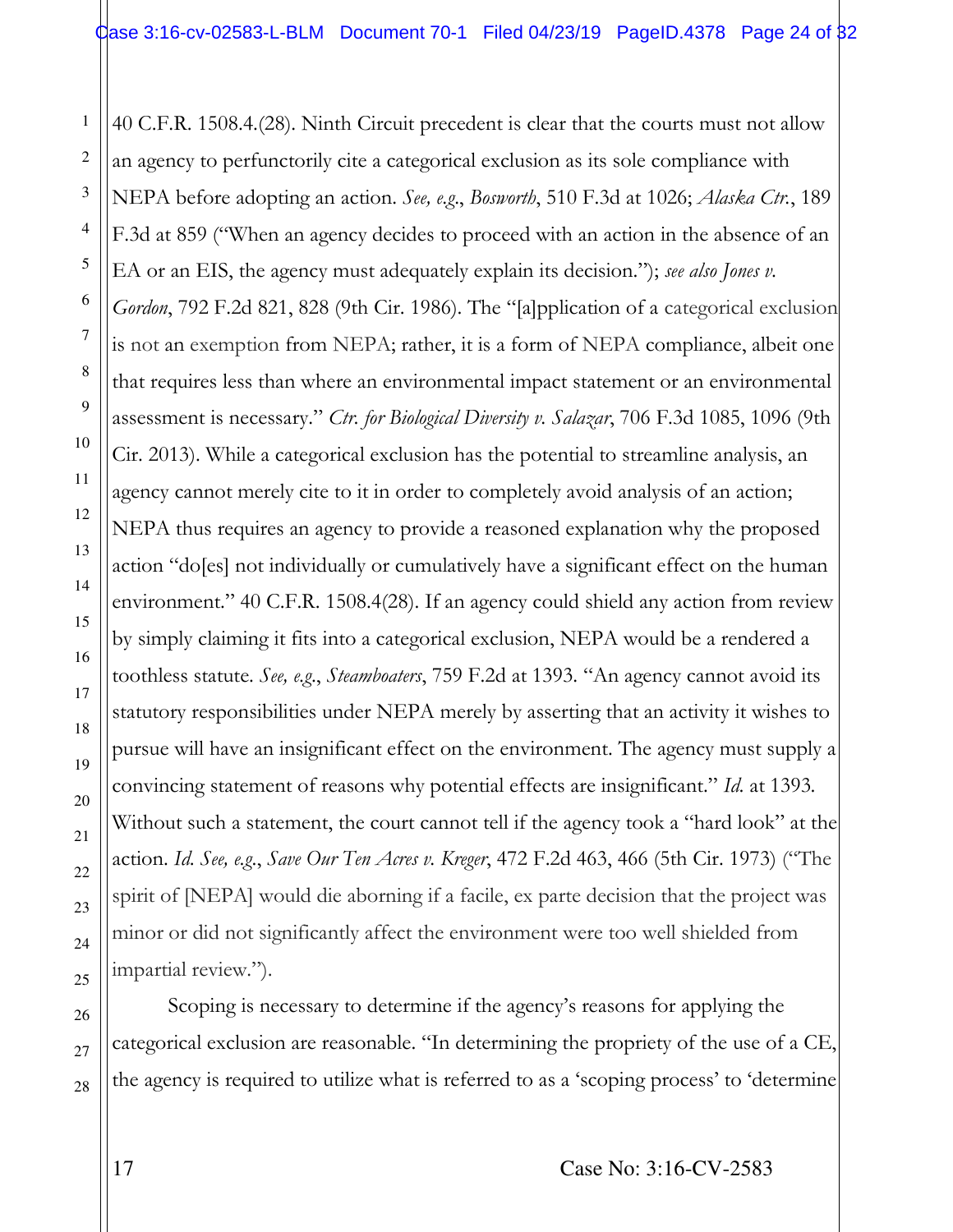40 C.F.R. 1508.4.(28). Ninth Circuit precedent is clear that the courts must not allow an agency to perfunctorily cite a categorical exclusion as its sole compliance with NEPA before adopting an action. *See, e.g.*, *Bosworth*, 510 F.3d at 1026; *Alaska Ctr.*, 189 F.3d at 859 ("When an agency decides to proceed with an action in the absence of an EA or an EIS, the agency must adequately explain its decision."); *see also Jones v. Gordon*, 792 F.2d 821, 828 (9th Cir. 1986). The "[a]pplication of a categorical exclusion is not an exemption from NEPA; rather, it is a form of NEPA compliance, albeit one that requires less than where an environmental impact statement or an environmental assessment is necessary." *Ctr. for Biological Diversity v. Salazar*, 706 F.3d 1085, 1096 (9th Cir. 2013). While a categorical exclusion has the potential to streamline analysis, an agency cannot merely cite to it in order to completely avoid analysis of an action; NEPA thus requires an agency to provide a reasoned explanation why the proposed action "do[es] not individually or cumulatively have a significant effect on the human environment." 40 C.F.R. 1508.4(28). If an agency could shield any action from review by simply claiming it fits into a categorical exclusion, NEPA would be a rendered a toothless statute. *See, e.g.*, *Steamboaters*, 759 F.2d at 1393. "An agency cannot avoid its statutory responsibilities under NEPA merely by asserting that an activity it wishes to pursue will have an insignificant effect on the environment. The agency must supply a convincing statement of reasons why potential effects are insignificant." *Id.* at 1393. Without such a statement, the court cannot tell if the agency took a "hard look" at the action. *Id. See, e.g.*, *Save Our Ten Acres v. Kreger*, 472 F.2d 463, 466 (5th Cir. 1973) ("The spirit of [NEPA] would die aborning if a facile, ex parte decision that the project was minor or did not significantly affect the environment were too well shielded from impartial review.").

Scoping is necessary to determine if the agency's reasons for applying the categorical exclusion are reasonable. "In determining the propriety of the use of a CE, the agency is required to utilize what is referred to as a 'scoping process' to 'determine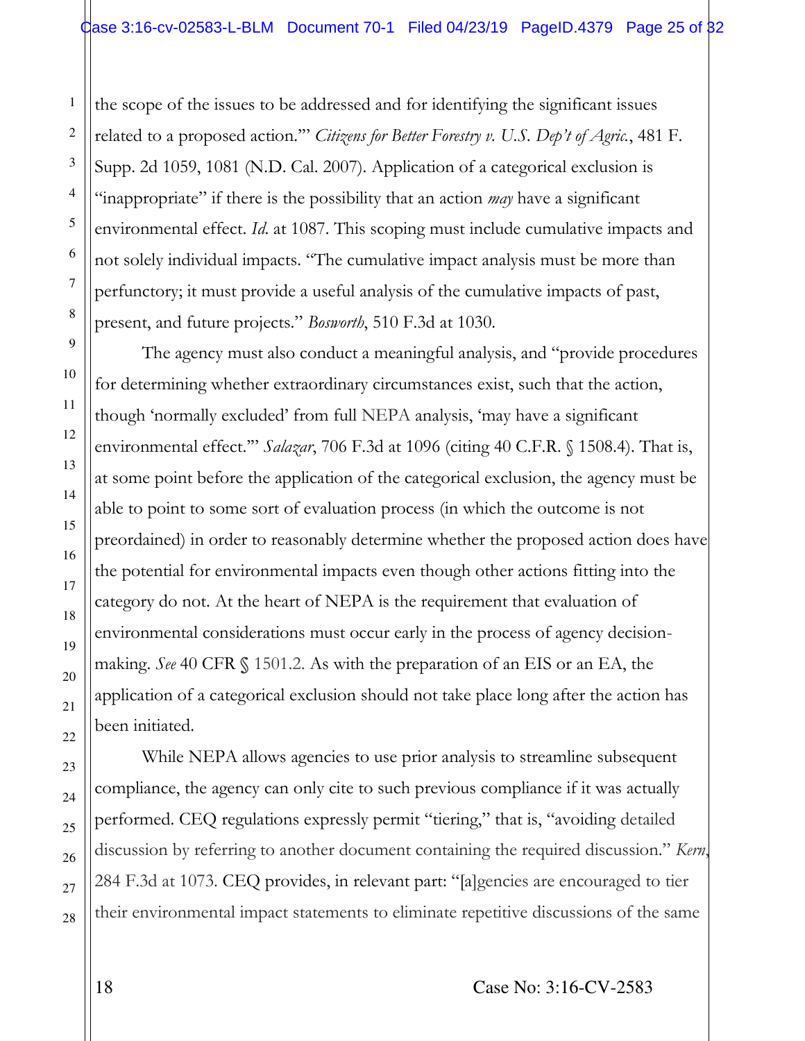the scope of the issues to be addressed and for identifying the significant issues related to a proposed action.'" *Citizens for Better Forestry v. U.S. Dep't of Agric.*, 481 F. Supp. 2d 1059, 1081 (N.D. Cal. 2007). Application of a categorical exclusion is "inappropriate" if there is the possibility that an action *may* have a significant environmental effect. *Id.* at 1087. This scoping must include cumulative impacts and not solely individual impacts. "The cumulative impact analysis must be more than perfunctory; it must provide a useful analysis of the cumulative impacts of past, present, and future projects." *Bosworth*, 510 F.3d at 1030.

The agency must also conduct a meaningful analysis, and "provide procedures for determining whether extraordinary circumstances exist, such that the action, though 'normally excluded' from full NEPA analysis, 'may have a significant environmental effect.'" *Salazar*, 706 F.3d at 1096 (citing 40 C.F.R. § 1508.4). That is, at some point before the application of the categorical exclusion, the agency must be able to point to some sort of evaluation process (in which the outcome is not preordained) in order to reasonably determine whether the proposed action does have the potential for environmental impacts even though other actions fitting into the category do not. At the heart of NEPA is the requirement that evaluation of environmental considerations must occur early in the process of agency decision-making. *See* 40 CFR § 1501.2. As with the preparation of an EIS or an EA, the application of a categorical exclusion should not take place long after the action has been initiated.

While NEPA allows agencies to use prior analysis to streamline subsequent compliance, the agency can only cite to such previous compliance if it was actually performed. CEQ regulations expressly permit "tiering," that is, "avoiding detailed discussion by referring to another document containing the required discussion." *Kern*, 284 F.3d at 1073. CEQ provides, in relevant part: "[a]gencies are encouraged to tier their environmental impact statements to eliminate repetitive discussions of the same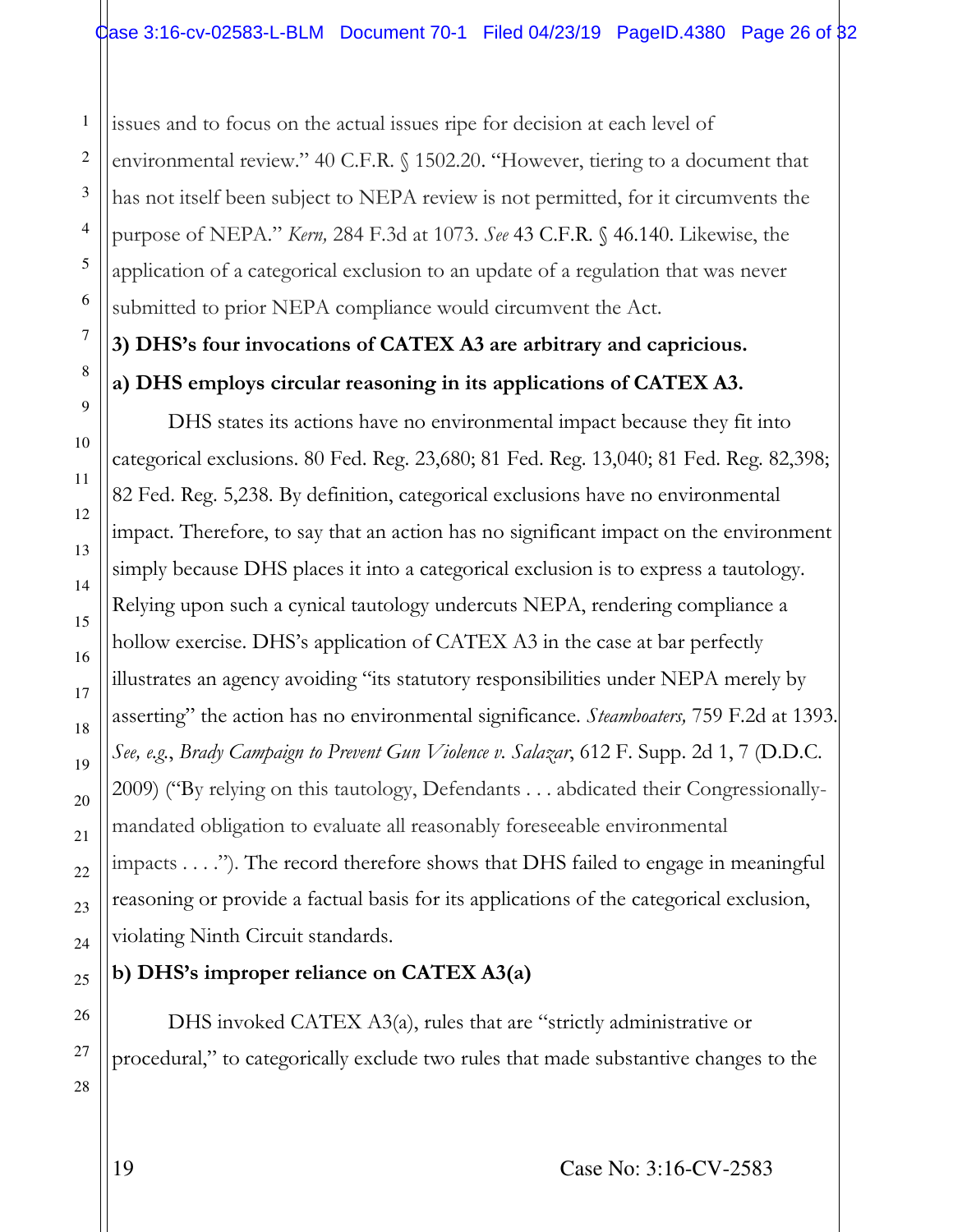issues and to focus on the actual issues ripe for decision at each level of environmental review." 40 C.F.R. § 1502.20. "However, tiering to a document that has not itself been subject to NEPA review is not permitted, for it circumvents the purpose of NEPA." *Kern,* 284 F.3d at 1073. *See* 43 C.F.R. § 46.140. Likewise, the application of a categorical exclusion to an update of a regulation that was never submitted to prior NEPA compliance would circumvent the Act.

**3) DHS's four invocations of CATEX A3 are arbitrary and capricious.**

**a) DHS employs circular reasoning in its applications of CATEX A3.**

DHS states its actions have no environmental impact because they fit into categorical exclusions. 80 Fed. Reg. 23,680; 81 Fed. Reg. 13,040; 81 Fed. Reg. 82,398; 82 Fed. Reg. 5,238. By definition, categorical exclusions have no environmental impact. Therefore, to say that an action has no significant impact on the environment simply because DHS places it into a categorical exclusion is to express a tautology. Relying upon such a cynical tautology undercuts NEPA, rendering compliance a hollow exercise. DHS's application of CATEX A3 in the case at bar perfectly illustrates an agency avoiding "its statutory responsibilities under NEPA merely by asserting" the action has no environmental significance. *Steamboaters,* 759 F.2d at 1393. *See, e.g.*, *Brady Campaign to Prevent Gun Violence v. Salazar*, 612 F. Supp. 2d 1, 7 (D.D.C. 2009) ("By relying on this tautology, Defendants . . . abdicated their Congressionally-mandated obligation to evaluate all reasonably foreseeable environmental impacts . . . ."). The record therefore shows that DHS failed to engage in meaningful reasoning or provide a factual basis for its applications of the categorical exclusion, violating Ninth Circuit standards.

**b) DHS's improper reliance on CATEX A3(a)**

DHS invoked CATEX A3(a), rules that are "strictly administrative or procedural," to categorically exclude two rules that made substantive changes to the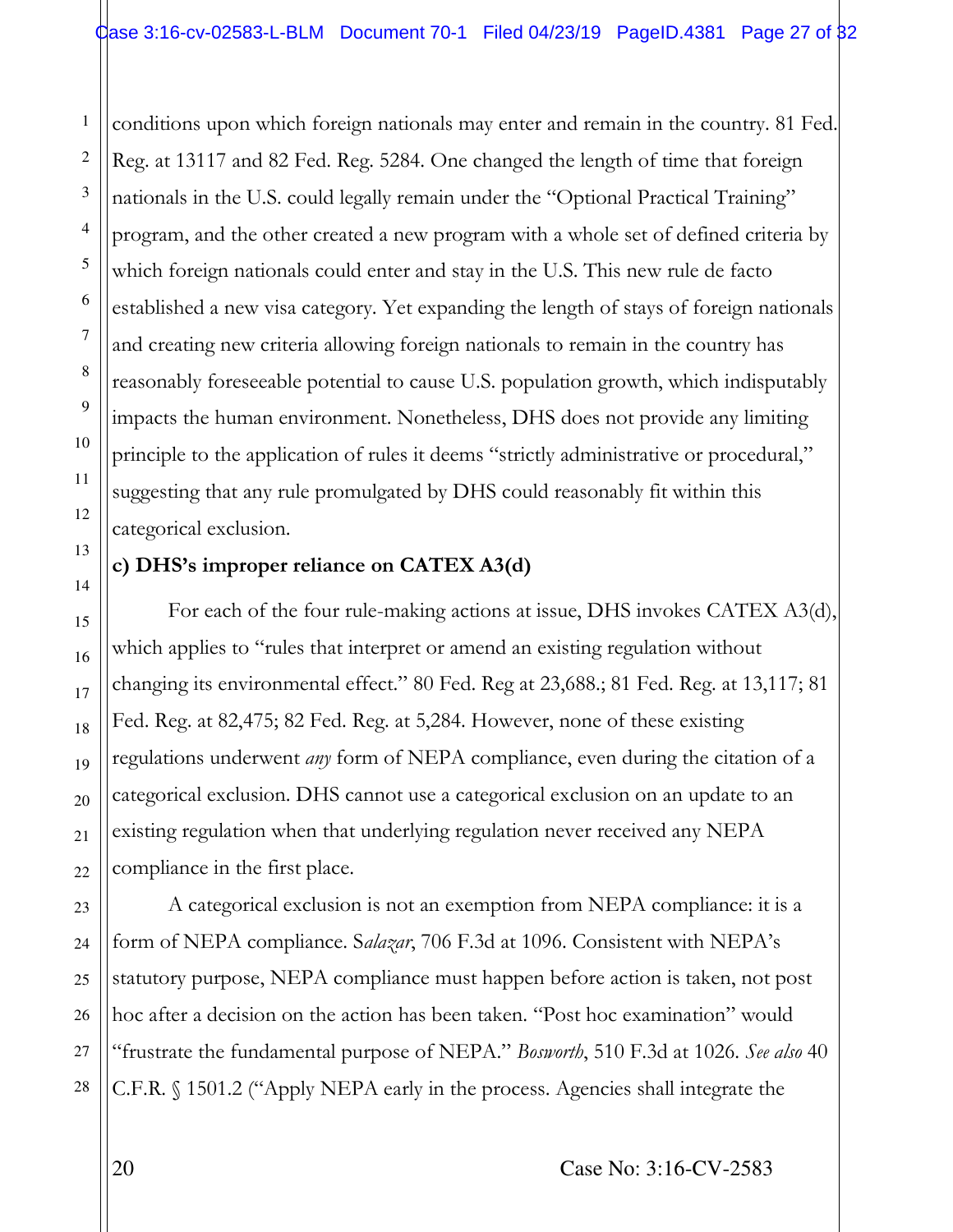conditions upon which foreign nationals may enter and remain in the country. 81 Fed. Reg. at 13117 and 82 Fed. Reg. 5284. One changed the length of time that foreign nationals in the U.S. could legally remain under the "Optional Practical Training" program, and the other created a new program with a whole set of defined criteria by which foreign nationals could enter and stay in the U.S. This new rule de facto established a new visa category. Yet expanding the length of stays of foreign nationals and creating new criteria allowing foreign nationals to remain in the country has reasonably foreseeable potential to cause U.S. population growth, which indisputably impacts the human environment. Nonetheless, DHS does not provide any limiting principle to the application of rules it deems "strictly administrative or procedural," suggesting that any rule promulgated by DHS could reasonably fit within this categorical exclusion.

**c) DHS's improper reliance on CATEX A3(d)**

For each of the four rule-making actions at issue, DHS invokes CATEX A3(d), which applies to "rules that interpret or amend an existing regulation without changing its environmental effect." 80 Fed. Reg at 23,688.; 81 Fed. Reg. at 13,117; 81 Fed. Reg. at 82,475; 82 Fed. Reg. at 5,284. However, none of these existing regulations underwent *any* form of NEPA compliance, even during the citation of a categorical exclusion. DHS cannot use a categorical exclusion on an update to an existing regulation when that underlying regulation never received any NEPA compliance in the first place.

A categorical exclusion is not an exemption from NEPA compliance: it is a form of NEPA compliance. S*alazar*, 706 F.3d at 1096. Consistent with NEPA's statutory purpose, NEPA compliance must happen before action is taken, not post hoc after a decision on the action has been taken. "Post hoc examination" would "frustrate the fundamental purpose of NEPA." *Bosworth*, 510 F.3d at 1026. *See also* 40 C.F.R. § 1501.2 ("Apply NEPA early in the process. Agencies shall integrate the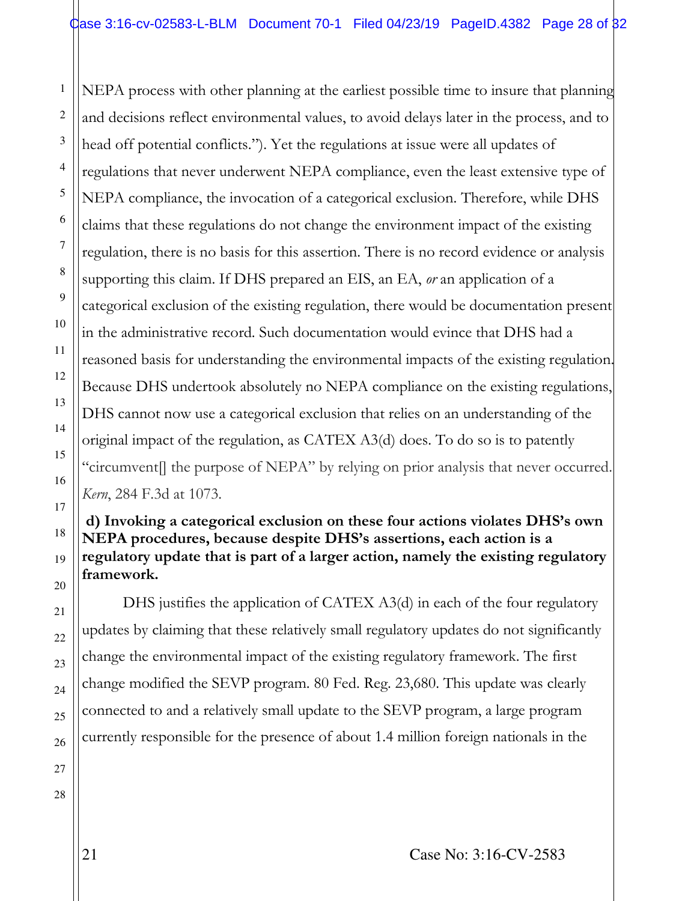NEPA process with other planning at the earliest possible time to insure that planning and decisions reflect environmental values, to avoid delays later in the process, and to head off potential conflicts."). Yet the regulations at issue were all updates of regulations that never underwent NEPA compliance, even the least extensive type of NEPA compliance, the invocation of a categorical exclusion. Therefore, while DHS claims that these regulations do not change the environment impact of the existing regulation, there is no basis for this assertion. There is no record evidence or analysis supporting this claim. If DHS prepared an EIS, an EA, *or* an application of a categorical exclusion of the existing regulation, there would be documentation present in the administrative record. Such documentation would evince that DHS had a reasoned basis for understanding the environmental impacts of the existing regulation. Because DHS undertook absolutely no NEPA compliance on the existing regulations, DHS cannot now use a categorical exclusion that relies on an understanding of the original impact of the regulation, as CATEX A3(d) does. To do so is to patently "circumvent[] the purpose of NEPA" by relying on prior analysis that never occurred. *Kern*, 284 F.3d at 1073.

**d) Invoking a categorical exclusion on these four actions violates DHS's own NEPA procedures, because despite DHS's assertions, each action is a regulatory update that is part of a larger action, namely the existing regulatory framework.**

DHS justifies the application of CATEX A3(d) in each of the four regulatory updates by claiming that these relatively small regulatory updates do not significantly change the environmental impact of the existing regulatory framework. The first change modified the SEVP program. 80 Fed. Reg. 23,680. This update was clearly connected to and a relatively small update to the SEVP program, a large program currently responsible for the presence of about 1.4 million foreign nationals in the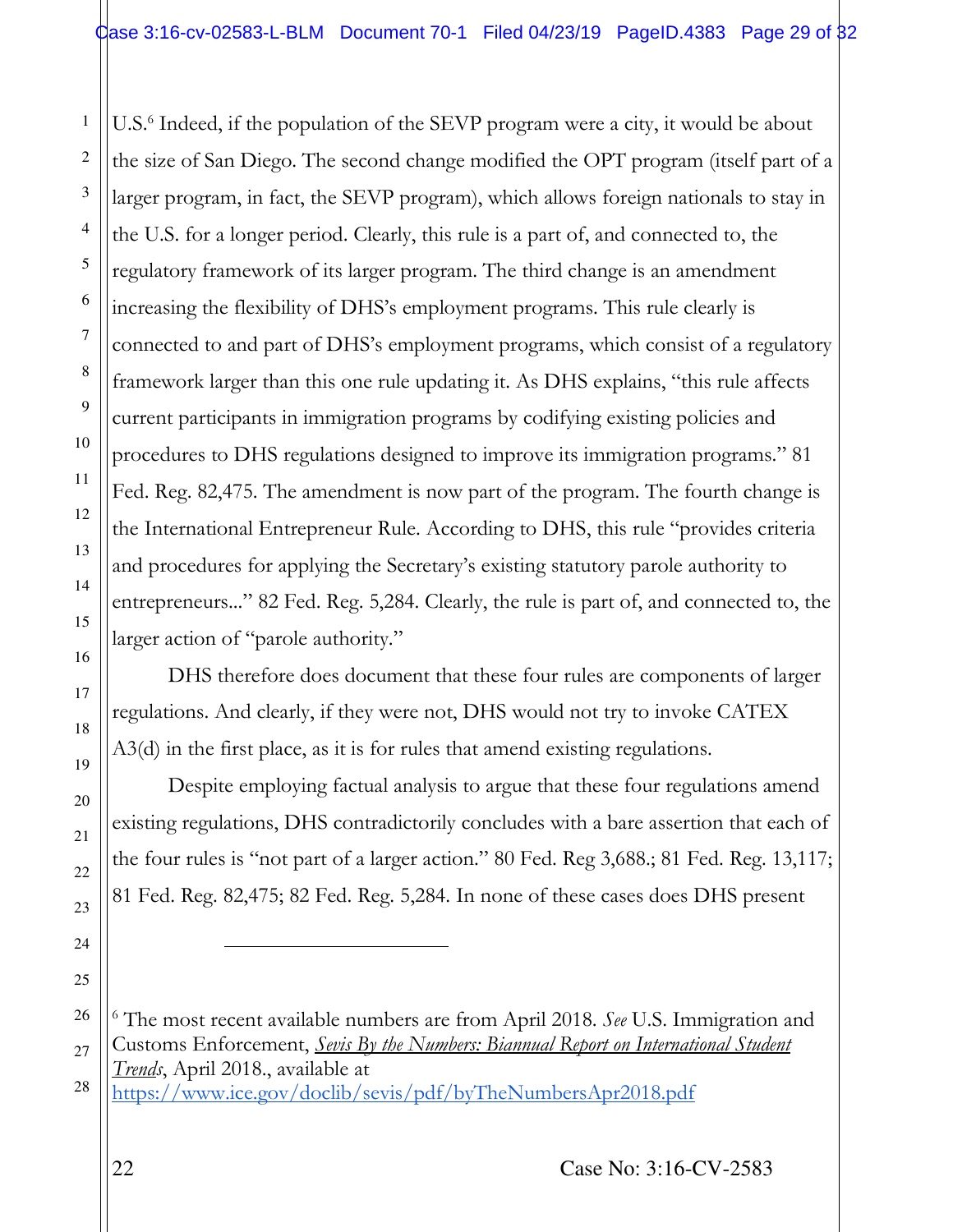U.S.[6] Indeed, if the population of the SEVP program were a city, it would be about the size of San Diego. The second change modified the OPT program (itself part of a larger program, in fact, the SEVP program), which allows foreign nationals to stay in the U.S. for a longer period. Clearly, this rule is a part of, and connected to, the regulatory framework of its larger program. The third change is an amendment increasing the flexibility of DHS's employment programs. This rule clearly is connected to and part of DHS's employment programs, which consist of a regulatory framework larger than this one rule updating it. As DHS explains, "this rule affects current participants in immigration programs by codifying existing policies and procedures to DHS regulations designed to improve its immigration programs." 81 Fed. Reg. 82,475. The amendment is now part of the program. The fourth change is the International Entrepreneur Rule. According to DHS, this rule "provides criteria and procedures for applying the Secretary's existing statutory parole authority to entrepreneurs..." 82 Fed. Reg. 5,284. Clearly, the rule is part of, and connected to, the larger action of "parole authority."

DHS therefore does document that these four rules are components of larger regulations. And clearly, if they were not, DHS would not try to invoke CATEX A3(d) in the first place, as it is for rules that amend existing regulations.

Despite employing factual analysis to argue that these four regulations amend existing regulations, DHS contradictorily concludes with a bare assertion that each of the four rules is "not part of a larger action." 80 Fed. Reg 3,688.; 81 Fed. Reg. 13,117; 81 Fed. Reg. 82,475; 82 Fed. Reg. 5,284. In none of these cases does DHS present

---

[6] The most recent available numbers are from April 2018. *See* U.S. Immigration and Customs Enforcement, *Sevis By the Numbers: Biannual Report on International Student Trends*, April 2018., available at https://www.ice.gov/doclib/sevis/pdf/byTheNumbersApr2018.pdf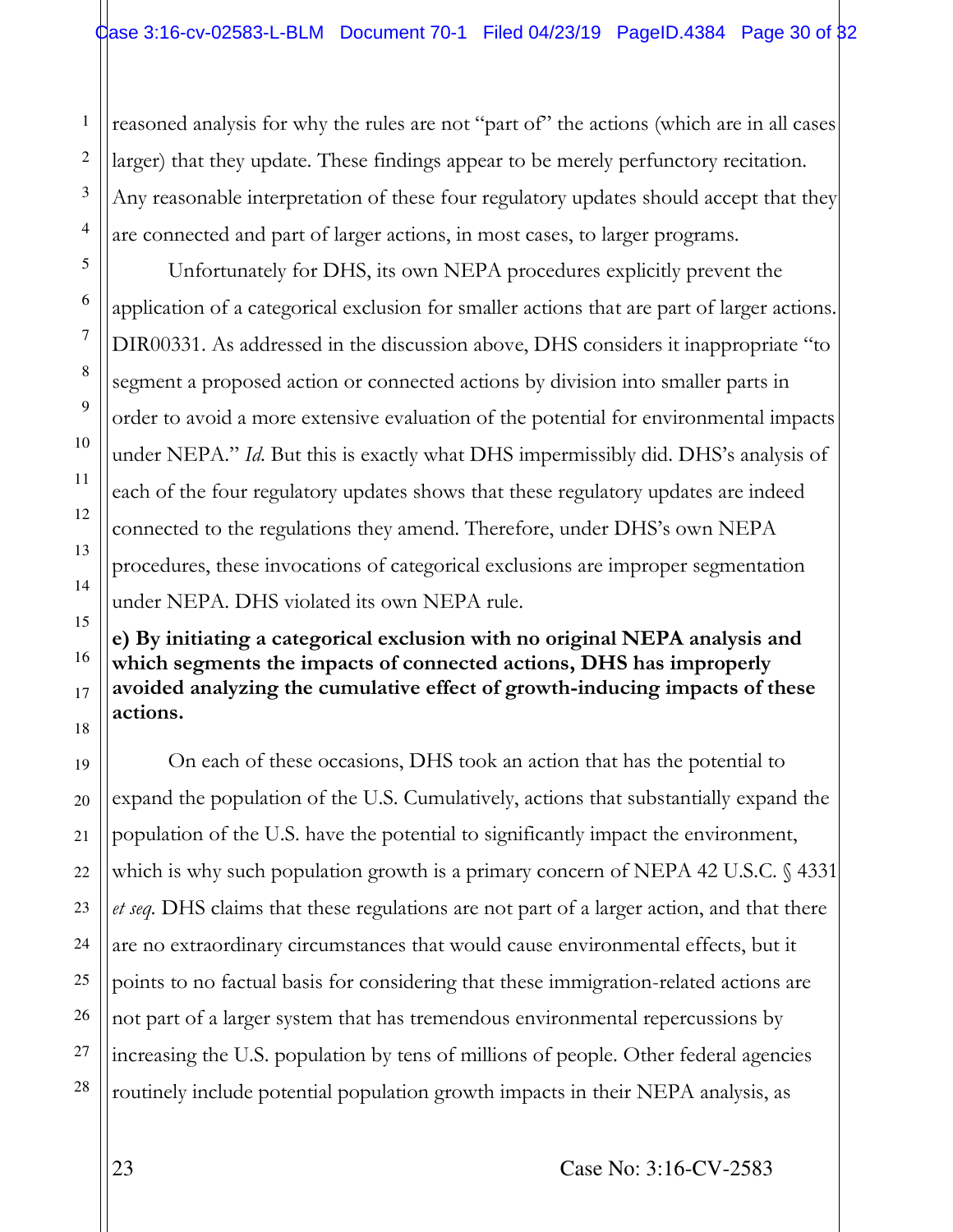reasoned analysis for why the rules are not "part of" the actions (which are in all cases larger) that they update. These findings appear to be merely perfunctory recitation. Any reasonable interpretation of these four regulatory updates should accept that they are connected and part of larger actions, in most cases, to larger programs.

Unfortunately for DHS, its own NEPA procedures explicitly prevent the application of a categorical exclusion for smaller actions that are part of larger actions. DIR00331. As addressed in the discussion above, DHS considers it inappropriate "to segment a proposed action or connected actions by division into smaller parts in order to avoid a more extensive evaluation of the potential for environmental impacts under NEPA." *Id.* But this is exactly what DHS impermissibly did. DHS's analysis of each of the four regulatory updates shows that these regulatory updates are indeed connected to the regulations they amend. Therefore, under DHS's own NEPA procedures, these invocations of categorical exclusions are improper segmentation under NEPA. DHS violated its own NEPA rule.

**e) By initiating a categorical exclusion with no original NEPA analysis and which segments the impacts of connected actions, DHS has improperly avoided analyzing the cumulative effect of growth-inducing impacts of these actions.**

On each of these occasions, DHS took an action that has the potential to expand the population of the U.S. Cumulatively, actions that substantially expand the population of the U.S. have the potential to significantly impact the environment, which is why such population growth is a primary concern of NEPA 42 U.S.C. § 4331 *et seq.* DHS claims that these regulations are not part of a larger action, and that there are no extraordinary circumstances that would cause environmental effects, but it points to no factual basis for considering that these immigration-related actions are not part of a larger system that has tremendous environmental repercussions by increasing the U.S. population by tens of millions of people. Other federal agencies routinely include potential population growth impacts in their NEPA analysis, as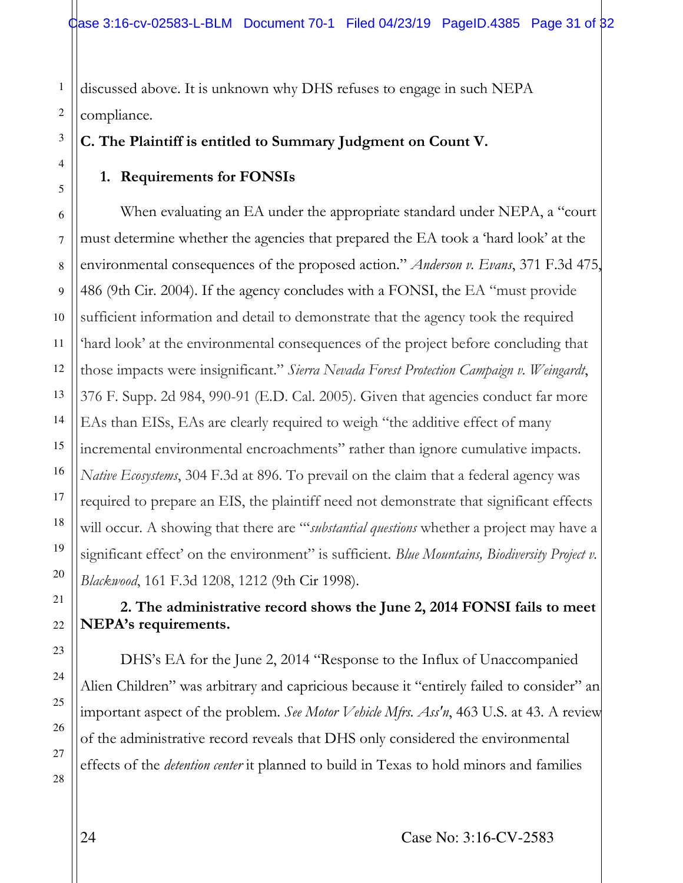discussed above. It is unknown why DHS refuses to engage in such NEPA compliance.

**C. The Plaintiff is entitled to Summary Judgment on Count V.**

**1. Requirements for FONSIs**

When evaluating an EA under the appropriate standard under NEPA, a "court must determine whether the agencies that prepared the EA took a 'hard look' at the environmental consequences of the proposed action." *Anderson v. Evans*, 371 F.3d 475, 486 (9th Cir. 2004). If the agency concludes with a FONSI, the EA "must provide sufficient information and detail to demonstrate that the agency took the required 'hard look' at the environmental consequences of the project before concluding that those impacts were insignificant." *Sierra Nevada Forest Protection Campaign v. Weingardt*, 376 F. Supp. 2d 984, 990-91 (E.D. Cal. 2005). Given that agencies conduct far more EAs than EISs, EAs are clearly required to weigh "the additive effect of many incremental environmental encroachments" rather than ignore cumulative impacts. *Native Ecosystems*, 304 F.3d at 896. To prevail on the claim that a federal agency was required to prepare an EIS, the plaintiff need not demonstrate that significant effects will occur. A showing that there are "'*substantial questions* whether a project may have a significant effect' on the environment" is sufficient. *Blue Mountains, Biodiversity Project v. Blackwood*, 161 F.3d 1208, 1212 (9th Cir 1998).

**2. The administrative record shows the June 2, 2014 FONSI fails to meet NEPA's requirements.**

DHS's EA for the June 2, 2014 "Response to the Influx of Unaccompanied Alien Children" was arbitrary and capricious because it "entirely failed to consider" an important aspect of the problem. *See Motor Vehicle Mfrs. Ass'n*, 463 U.S. at 43. A review of the administrative record reveals that DHS only considered the environmental effects of the *detention center* it planned to build in Texas to hold minors and families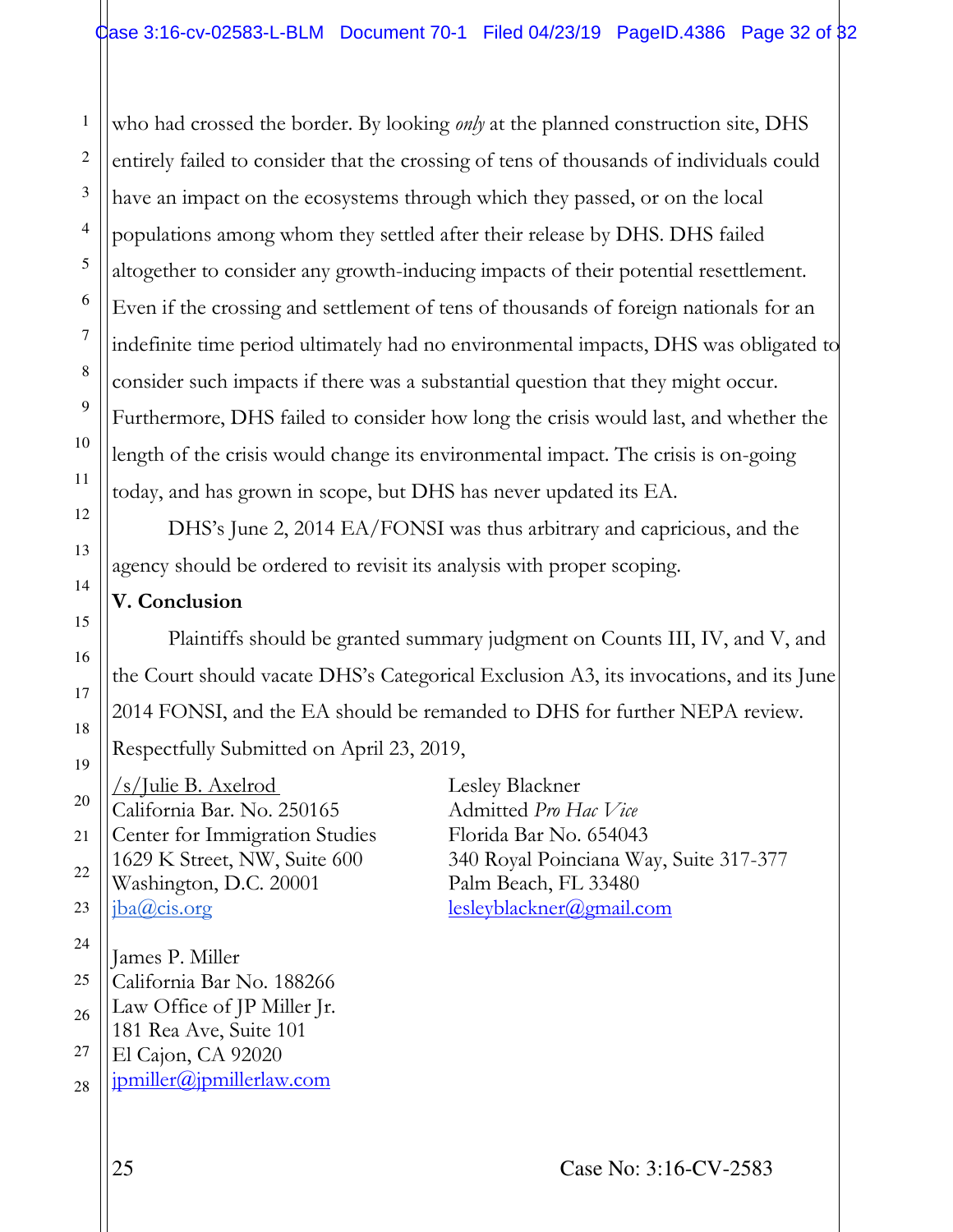who had crossed the border. By looking *only* at the planned construction site, DHS entirely failed to consider that the crossing of tens of thousands of individuals could have an impact on the ecosystems through which they passed, or on the local populations among whom they settled after their release by DHS. DHS failed altogether to consider any growth-inducing impacts of their potential resettlement. Even if the crossing and settlement of tens of thousands of foreign nationals for an indefinite time period ultimately had no environmental impacts, DHS was obligated to consider such impacts if there was a substantial question that they might occur. Furthermore, DHS failed to consider how long the crisis would last, and whether the length of the crisis would change its environmental impact. The crisis is on-going today, and has grown in scope, but DHS has never updated its EA.

DHS's June 2, 2014 EA/FONSI was thus arbitrary and capricious, and the agency should be ordered to revisit its analysis with proper scoping.

**V. Conclusion**

Plaintiffs should be granted summary judgment on Counts III, IV, and V, and the Court should vacate DHS's Categorical Exclusion A3, its invocations, and its June 2014 FONSI, and the EA should be remanded to DHS for further NEPA review.

Respectfully Submitted on April 23, 2019,

/s/Julie B. Axelrod
California Bar. No. 250165
Center for Immigration Studies
1629 K Street, NW, Suite 600
Washington, D.C. 20001
jba@cis.org

Lesley Blackner
Admitted *Pro Hac Vice*
Florida Bar No. 654043
340 Royal Poinciana Way, Suite 317-377
Palm Beach, FL 33480
lesleyblackner@gmail.com

James P. Miller
California Bar No. 188266
Law Office of JP Miller Jr.
181 Rea Ave, Suite 101
El Cajon, CA 92020
jpmiller@jpmillerlaw.com